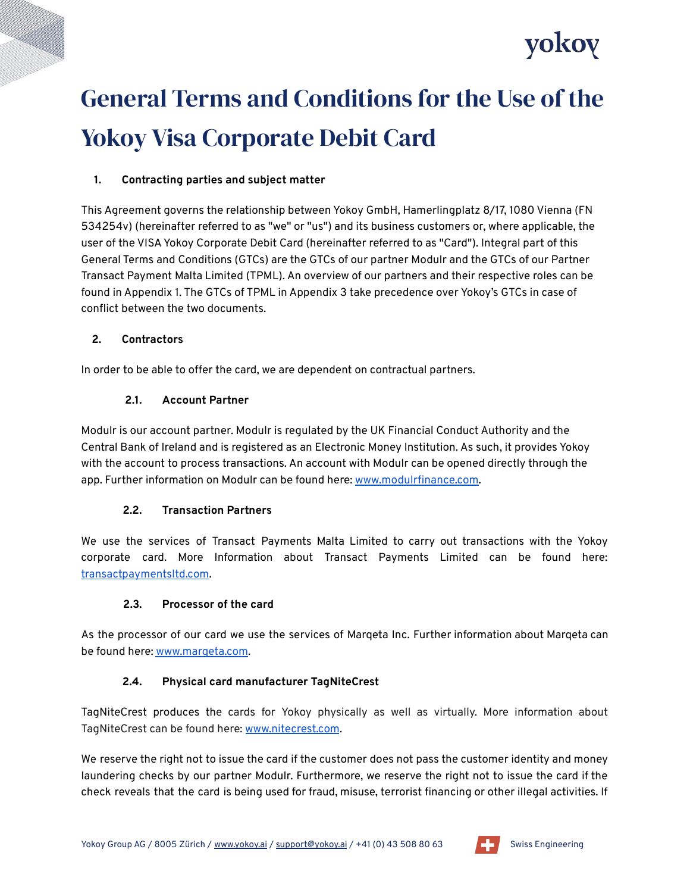# General Terms and Conditions for the Use of the Yokoy Visa Corporate Debit Card

## 1. Contracting parties and subject matter

This Agreement governs the relationship between Yokoy GmbH, Hamerlingplatz 8/17, 1080 Vienna (FN 534254v) (hereinafter referred to as "we" or "us") and its business customers or, where applicable, the user of the VISA Yokoy Corporate Debit Card (hereinafter referred to as "Card"). Integral part of this General Terms and Conditions (GTCs) are the GTCs of our partner Modulr and the GTCs of our Partner Transact Payment Malta Limited (TPML). An overview of our partners and their respective roles can be found in Appendix 1. The GTCs of TPML in Appendix 3 take precedence over Yokoy's GTCs in case of conflict between the two documents.

## 2. Contractors

In order to be able to offer the card, we are dependent on contractual partners.

### 2.1. Account Partner

Modulr is our account partner. Modulr is regulated by the UK Financial Conduct Authority and the Central Bank of Ireland and is registered as an Electronic Money Institution. As such, it provides Yokoy with the account to process transactions. An account with Modulr can be opened directly through the app. Further information on Modulr can be found here: www.modulrfinance.com.

### 2.2. Transaction Partners

We use the services of Transact Payments Malta Limited to carry out transactions with the Yokoy corporate card. More Information about Transact Payments Limited can be found here: transactpaymentsltd.com.

### 2.3. Processor of the card

As the processor of our card we use the services of Marqeta Inc. Further information about Marqeta can be found here: www.marqeta.com.

### 2.4. Physical card manufacturer TagNiteCrest

TagNiteCrest produces the cards for Yokoy physically as well as virtually. More information about TagNiteCrest can be found here: www.nitecrest.com.

We reserve the right not to issue the card if the customer does not pass the customer identity and money laundering checks by our partner Modulr. Furthermore, we reserve the right not to issue the card if the check reveals that the card is being used for fraud, misuse, terrorist financing or other illegal activities. If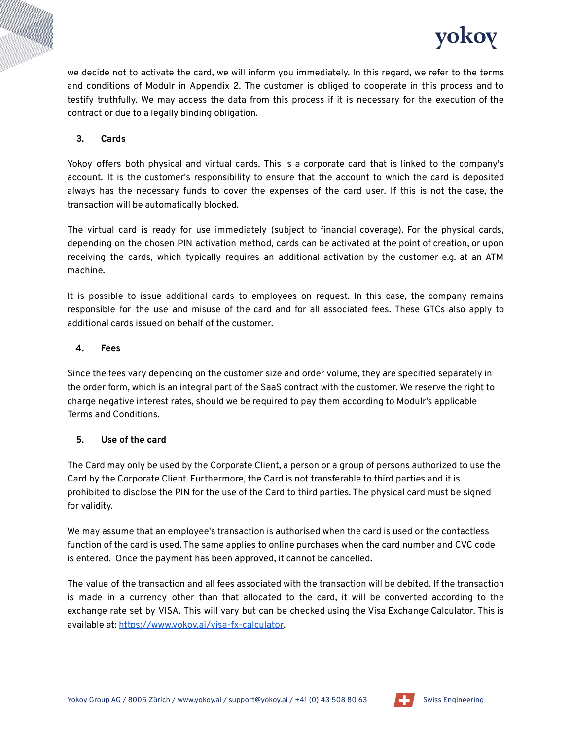we decide not to activate the card, we will inform you immediately. In this regard, we refer to the terms and conditions of Modulr in Appendix 2. The customer is obliged to cooperate in this process and to testify truthfully. We may access the data from this process if it is necessary for the execution of the contract or due to a legally binding obligation.

## 3. Cards

Yokoy offers both physical and virtual cards. This is a corporate card that is linked to the company's account. It is the customer's responsibility to ensure that the account to which the card is deposited always has the necessary funds to cover the expenses of the card user. If this is not the case, the transaction will be automatically blocked.

The virtual card is ready for use immediately (subject to financial coverage). For the physical cards, depending on the chosen PIN activation method, cards can be activated at the point of creation, or upon receiving the cards, which typically requires an additional activation by the customer e.g. at an ATM machine.

It is possible to issue additional cards to employees on request. In this case, the company remains responsible for the use and misuse of the card and for all associated fees. These GTCs also apply to additional cards issued on behalf of the customer.

## 4. Fees

Since the fees vary depending on the customer size and order volume, they are specified separately in the order form, which is an integral part of the SaaS contract with the customer. We reserve the right to charge negative interest rates, should we be required to pay them according to Modulr's applicable Terms and Conditions.

## 5. Use of the card

The Card may only be used by the Corporate Client, a person or a group of persons authorized to use the Card by the Corporate Client. Furthermore, the Card is not transferable to third parties and it is prohibited to disclose the PIN for the use of the Card to third parties. The physical card must be signed for validity.

We may assume that an employee's transaction is authorised when the card is used or the contactless function of the card is used. The same applies to online purchases when the card number and CVC code is entered. Once the payment has been approved, it cannot be cancelled.

The value of the transaction and all fees associated with the transaction will be debited. If the transaction is made in a currency other than that allocated to the card, it will be converted according to the exchange rate set by VISA. This will vary but can be checked using the Visa Exchange Calculator. This is available at: https://www.yokoy.ai/visa-fx-calculator.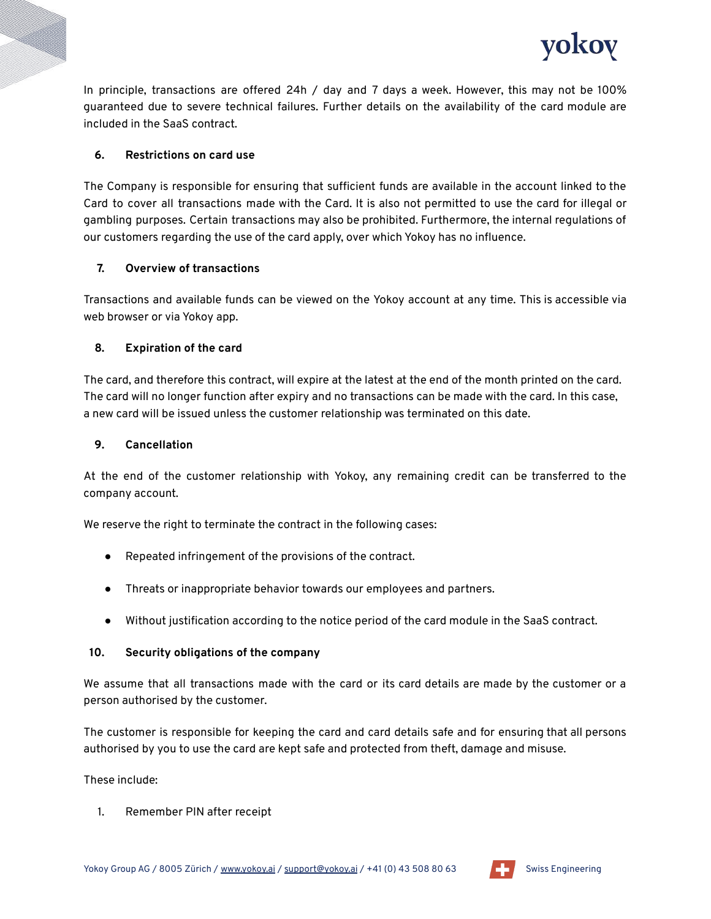In principle, transactions are offered 24h / day and 7 days a week. However, this may not be 100% guaranteed due to severe technical failures. Further details on the availability of the card module are included in the SaaS contract.

## 6. Restrictions on card use

The Company is responsible for ensuring that sufficient funds are available in the account linked to the Card to cover all transactions made with the Card. It is also not permitted to use the card for illegal or gambling purposes. Certain transactions may also be prohibited. Furthermore, the internal regulations of our customers regarding the use of the card apply, over which Yokoy has no influence.

## 7. Overview of transactions

Transactions and available funds can be viewed on the Yokoy account at any time. This is accessible via web browser or via Yokoy app.

## 8. Expiration of the card

The card, and therefore this contract, will expire at the latest at the end of the month printed on the card. The card will no longer function after expiry and no transactions can be made with the card. In this case, a new card will be issued unless the customer relationship was terminated on this date.

## 9. Cancellation

At the end of the customer relationship with Yokoy, any remaining credit can be transferred to the company account.

We reserve the right to terminate the contract in the following cases:

- Repeated infringement of the provisions of the contract.
- Threats or inappropriate behavior towards our employees and partners.
- Without justification according to the notice period of the card module in the SaaS contract.

## 10. Security obligations of the company

We assume that all transactions made with the card or its card details are made by the customer or a person authorised by the customer.

The customer is responsible for keeping the card and card details safe and for ensuring that all persons authorised by you to use the card are kept safe and protected from theft, damage and misuse.

These include:

1. Remember PIN after receipt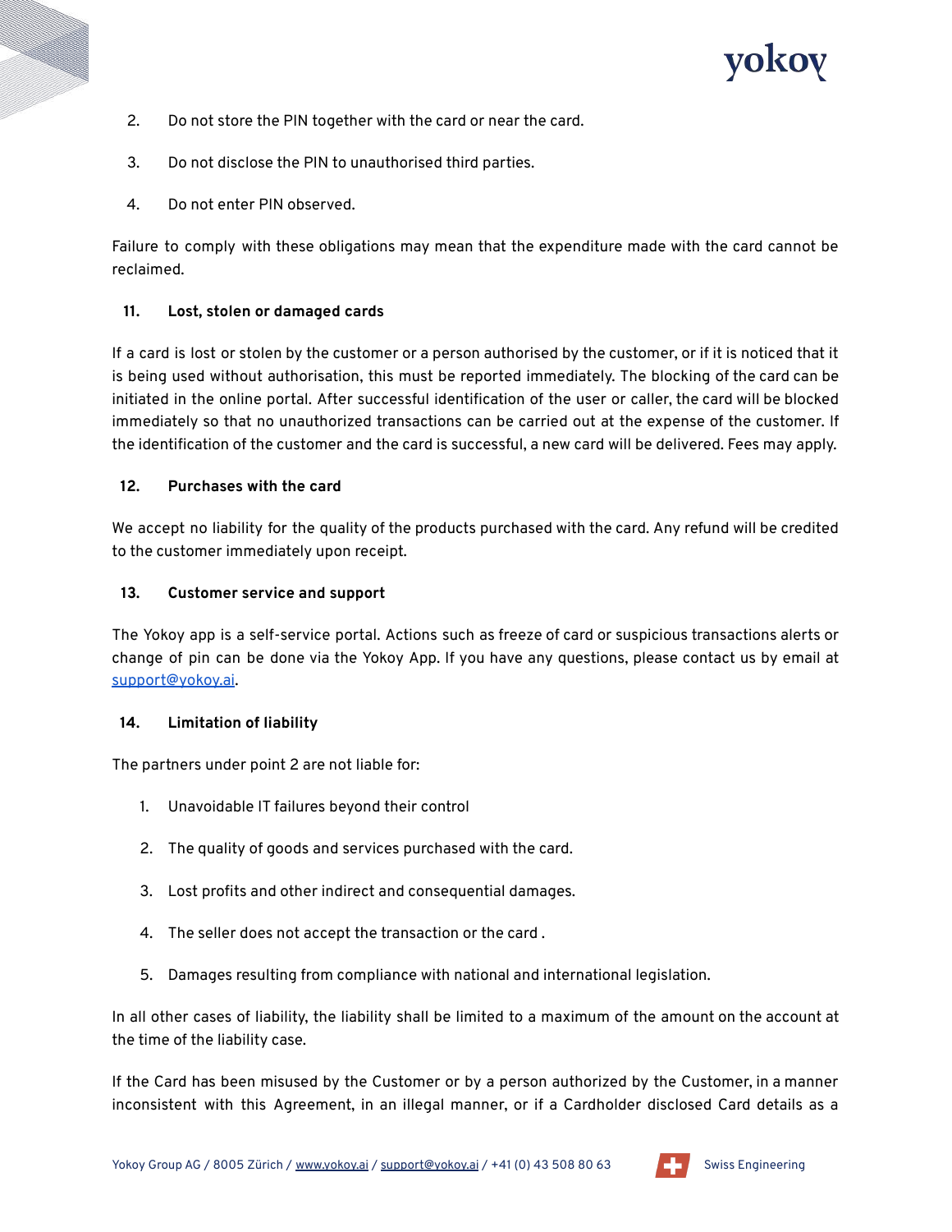2. Do not store the PIN together with the card or near the card.
3. Do not disclose the PIN to unauthorised third parties.
4. Do not enter PIN observed.

Failure to comply with these obligations may mean that the expenditure made with the card cannot be reclaimed.

## 11. Lost, stolen or damaged cards

If a card is lost or stolen by the customer or a person authorised by the customer, or if it is noticed that it is being used without authorisation, this must be reported immediately. The blocking of the card can be initiated in the online portal. After successful identification of the user or caller, the card will be blocked immediately so that no unauthorized transactions can be carried out at the expense of the customer. If the identification of the customer and the card is successful, a new card will be delivered. Fees may apply.

## 12. Purchases with the card

We accept no liability for the quality of the products purchased with the card. Any refund will be credited to the customer immediately upon receipt.

## 13. Customer service and support

The Yokoy app is a self-service portal. Actions such as freeze of card or suspicious transactions alerts or change of pin can be done via the Yokoy App. If you have any questions, please contact us by email at support@yokoy.ai.

## 14. Limitation of liability

The partners under point 2 are not liable for:

1. Unavoidable IT failures beyond their control
2. The quality of goods and services purchased with the card.
3. Lost profits and other indirect and consequential damages.
4. The seller does not accept the transaction or the card .
5. Damages resulting from compliance with national and international legislation.

In all other cases of liability, the liability shall be limited to a maximum of the amount on the account at the time of the liability case.

If the Card has been misused by the Customer or by a person authorized by the Customer, in a manner inconsistent with this Agreement, in an illegal manner, or if a Cardholder disclosed Card details as a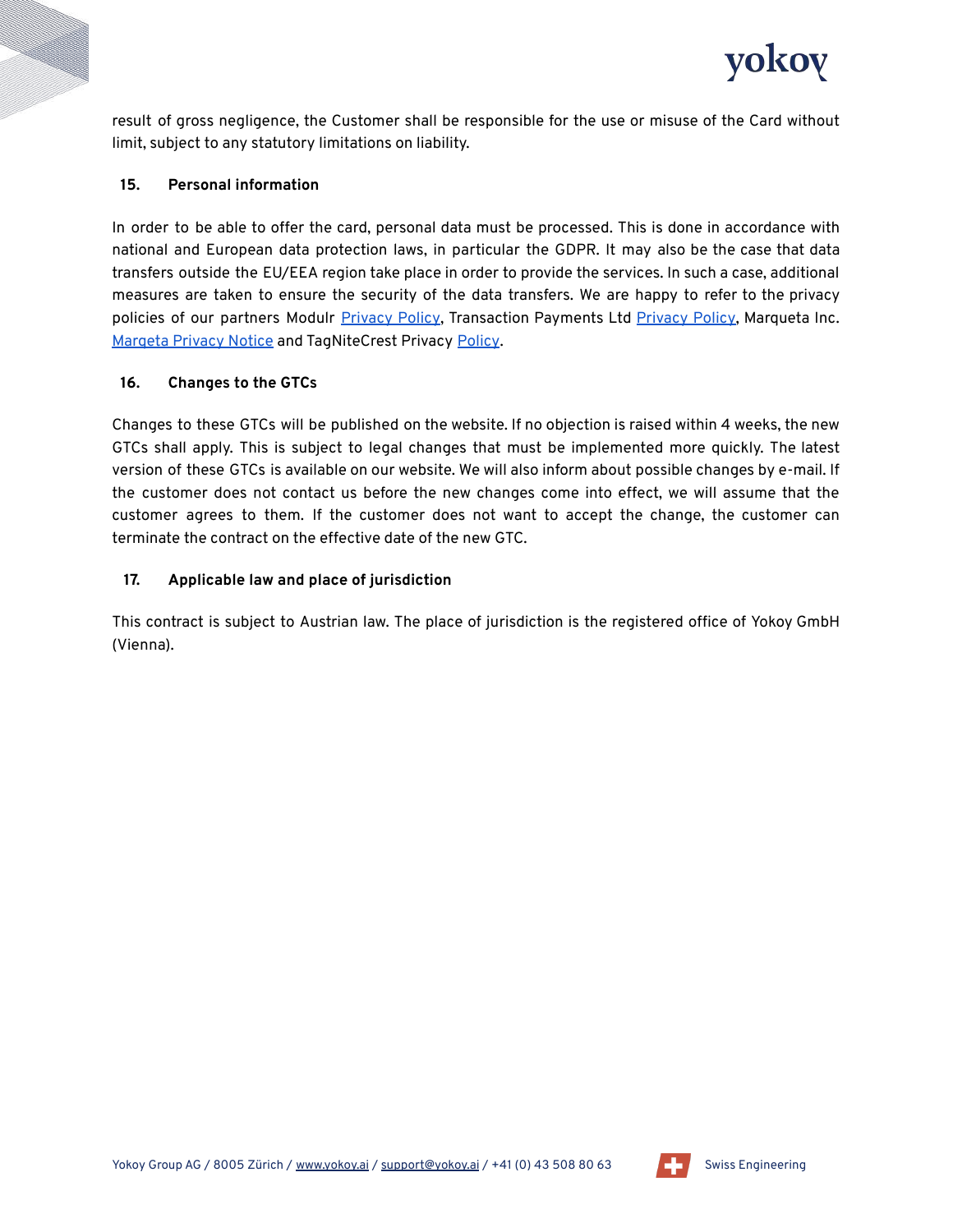result of gross negligence, the Customer shall be responsible for the use or misuse of the Card without limit, subject to any statutory limitations on liability.

## 15. Personal information

In order to be able to offer the card, personal data must be processed. This is done in accordance with national and European data protection laws, in particular the GDPR. It may also be the case that data transfers outside the EU/EEA region take place in order to provide the services. In such a case, additional measures are taken to ensure the security of the data transfers. We are happy to refer to the privacy policies of our partners Modulr Privacy Policy, Transaction Payments Ltd Privacy Policy, Marqueta Inc. Marqeta Privacy Notice and TagNiteCrest Privacy Policy.

## 16. Changes to the GTCs

Changes to these GTCs will be published on the website. If no objection is raised within 4 weeks, the new GTCs shall apply. This is subject to legal changes that must be implemented more quickly. The latest version of these GTCs is available on our website. We will also inform about possible changes by e-mail. If the customer does not contact us before the new changes come into effect, we will assume that the customer agrees to them. If the customer does not want to accept the change, the customer can terminate the contract on the effective date of the new GTC.

## 17. Applicable law and place of jurisdiction

This contract is subject to Austrian law. The place of jurisdiction is the registered office of Yokoy GmbH (Vienna).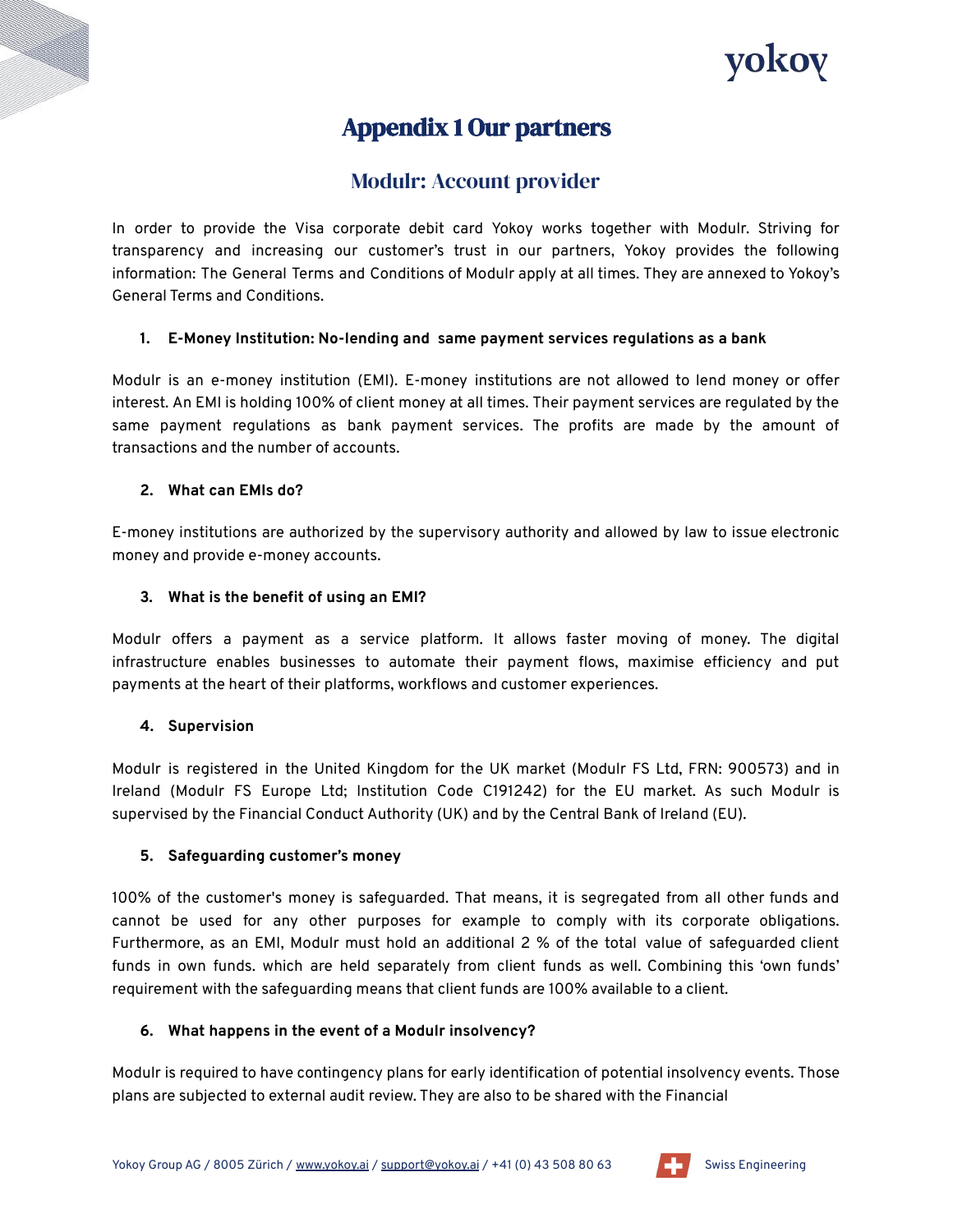# Appendix 1 Our partners

## Modulr: Account provider

In order to provide the Visa corporate debit card Yokoy works together with Modulr. Striving for transparency and increasing our customer's trust in our partners, Yokoy provides the following information: The General Terms and Conditions of Modulr apply at all times. They are annexed to Yokoy's General Terms and Conditions.

### 1. E-Money Institution: No-lending and same payment services regulations as a bank

Modulr is an e-money institution (EMI). E-money institutions are not allowed to lend money or offer interest. An EMI is holding 100% of client money at all times. Their payment services are regulated by the same payment regulations as bank payment services. The profits are made by the amount of transactions and the number of accounts.

### 2. What can EMIs do?

E-money institutions are authorized by the supervisory authority and allowed by law to issue electronic money and provide e-money accounts.

### 3. What is the benefit of using an EMI?

Modulr offers a payment as a service platform. It allows faster moving of money. The digital infrastructure enables businesses to automate their payment flows, maximise efficiency and put payments at the heart of their platforms, workflows and customer experiences.

### 4. Supervision

Modulr is registered in the United Kingdom for the UK market (Modulr FS Ltd, FRN: 900573) and in Ireland (Modulr FS Europe Ltd; Institution Code C191242) for the EU market. As such Modulr is supervised by the Financial Conduct Authority (UK) and by the Central Bank of Ireland (EU).

### 5. Safeguarding customer's money

100% of the customer's money is safeguarded. That means, it is segregated from all other funds and cannot be used for any other purposes for example to comply with its corporate obligations. Furthermore, as an EMI, Modulr must hold an additional 2 % of the total value of safeguarded client funds in own funds. which are held separately from client funds as well. Combining this 'own funds' requirement with the safeguarding means that client funds are 100% available to a client.

### 6. What happens in the event of a Modulr insolvency?

Modulr is required to have contingency plans for early identification of potential insolvency events. Those plans are subjected to external audit review. They are also to be shared with the Financial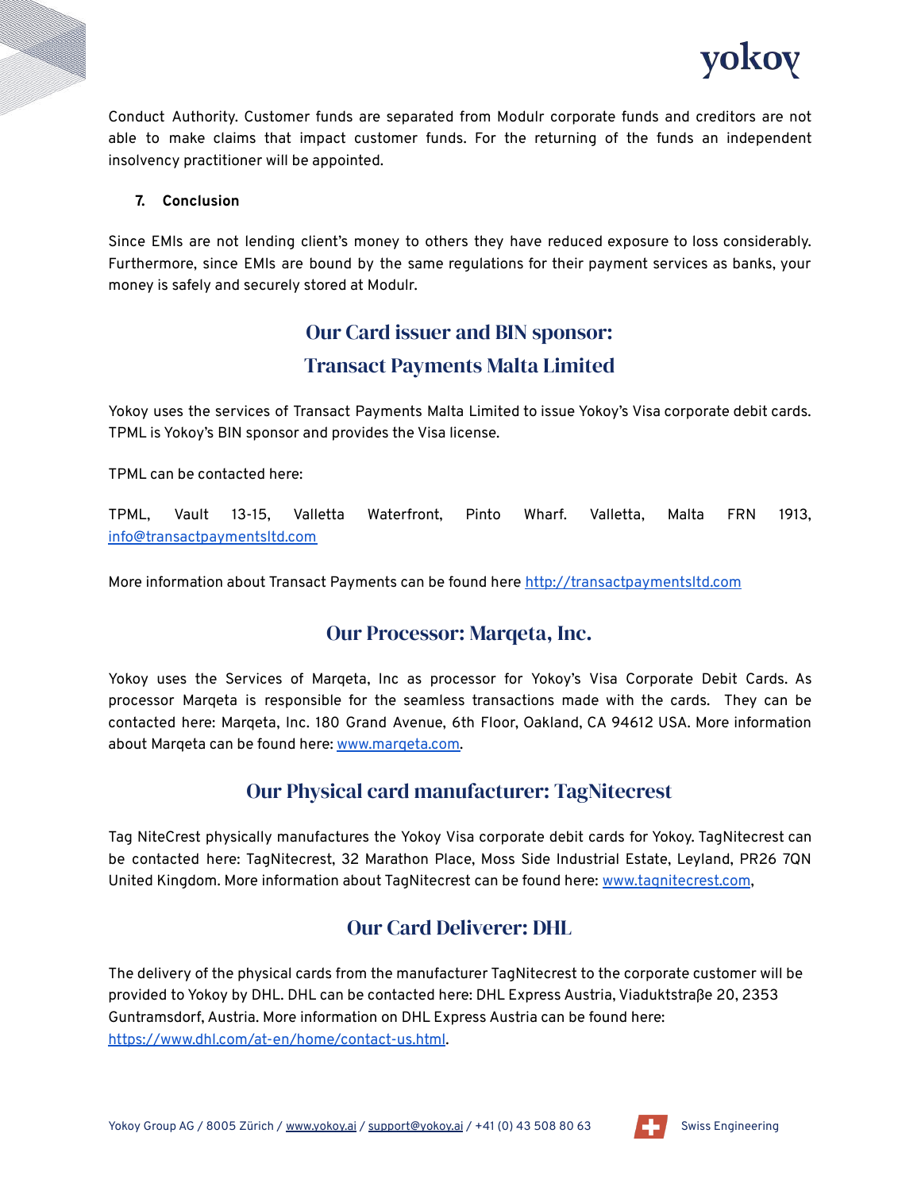Conduct Authority. Customer funds are separated from Modulr corporate funds and creditors are not able to make claims that impact customer funds. For the returning of the funds an independent insolvency practitioner will be appointed.

**7. Conclusion**

Since EMIs are not lending client's money to others they have reduced exposure to loss considerably. Furthermore, since EMIs are bound by the same regulations for their payment services as banks, your money is safely and securely stored at Modulr.

## Our Card issuer and BIN sponsor: Transact Payments Malta Limited

Yokoy uses the services of Transact Payments Malta Limited to issue Yokoy's Visa corporate debit cards. TPML is Yokoy's BIN sponsor and provides the Visa license.

TPML can be contacted here:

TPML, Vault 13-15, Valletta Waterfront, Pinto Wharf. Valletta, Malta FRN 1913, info@transactpaymentsltd.com

More information about Transact Payments can be found here http://transactpaymentsltd.com

## Our Processor: Marqeta, Inc.

Yokoy uses the Services of Marqeta, Inc as processor for Yokoy's Visa Corporate Debit Cards. As processor Marqeta is responsible for the seamless transactions made with the cards. They can be contacted here: Marqeta, Inc. 180 Grand Avenue, 6th Floor, Oakland, CA 94612 USA. More information about Marqeta can be found here: www.marqeta.com.

## Our Physical card manufacturer: TagNitecrest

Tag NiteCrest physically manufactures the Yokoy Visa corporate debit cards for Yokoy. TagNitecrest can be contacted here: TagNitecrest, 32 Marathon Place, Moss Side Industrial Estate, Leyland, PR26 7QN United Kingdom. More information about TagNitecrest can be found here: www.tagnitecrest.com,

## Our Card Deliverer: DHL

The delivery of the physical cards from the manufacturer TagNitecrest to the corporate customer will be provided to Yokoy by DHL. DHL can be contacted here: DHL Express Austria, Viaduktstraβe 20, 2353 Guntramsdorf, Austria. More information on DHL Express Austria can be found here: https://www.dhl.com/at-en/home/contact-us.html.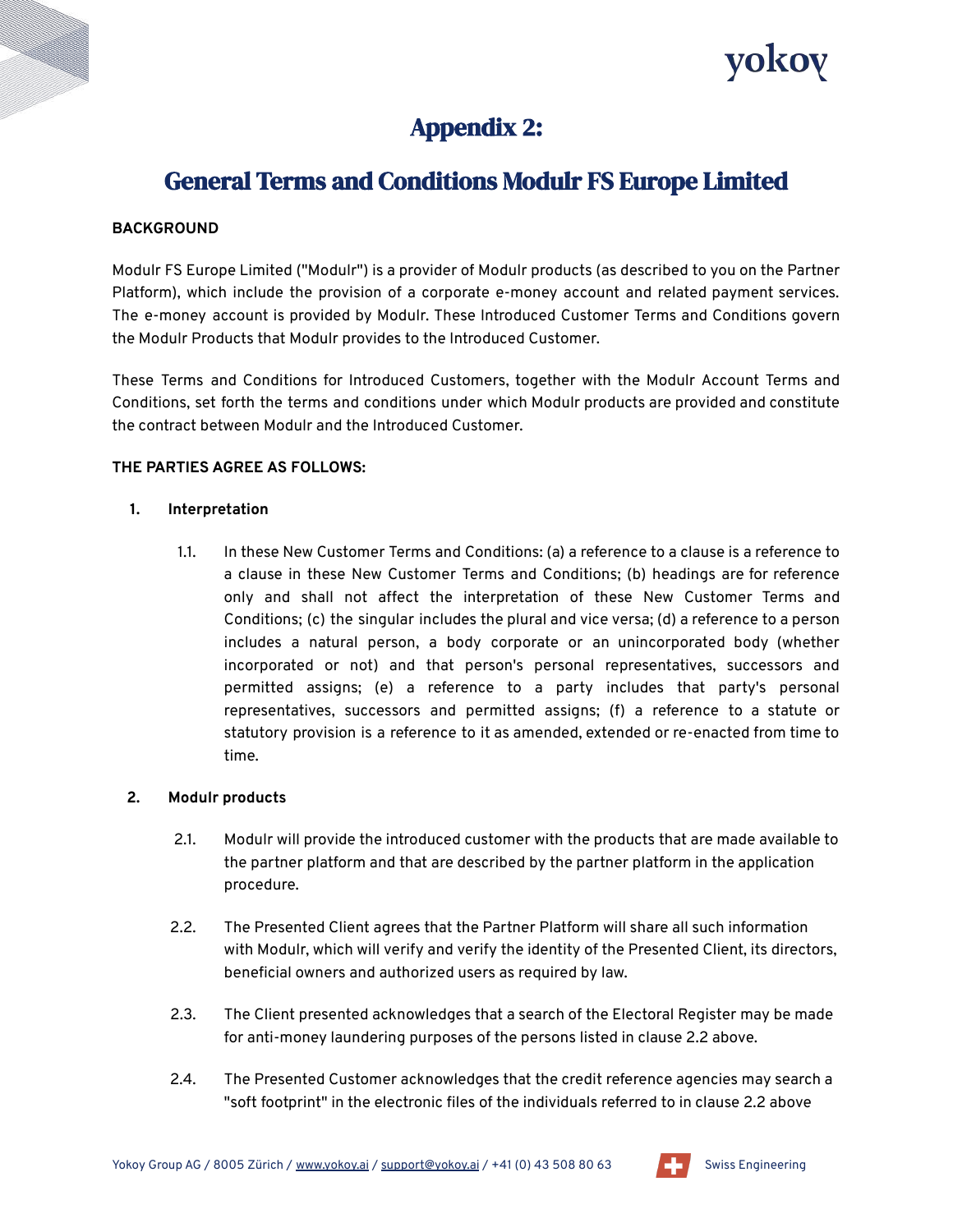# Appendix 2:

## General Terms and Conditions Modulr FS Europe Limited

**BACKGROUND**

Modulr FS Europe Limited ("Modulr") is a provider of Modulr products (as described to you on the Partner Platform), which include the provision of a corporate e-money account and related payment services. The e-money account is provided by Modulr. These Introduced Customer Terms and Conditions govern the Modulr Products that Modulr provides to the Introduced Customer.

These Terms and Conditions for Introduced Customers, together with the Modulr Account Terms and Conditions, set forth the terms and conditions under which Modulr products are provided and constitute the contract between Modulr and the Introduced Customer.

**THE PARTIES AGREE AS FOLLOWS:**

**1. Interpretation**

1.1. In these New Customer Terms and Conditions: (a) a reference to a clause is a reference to a clause in these New Customer Terms and Conditions; (b) headings are for reference only and shall not affect the interpretation of these New Customer Terms and Conditions; (c) the singular includes the plural and vice versa; (d) a reference to a person includes a natural person, a body corporate or an unincorporated body (whether incorporated or not) and that person's personal representatives, successors and permitted assigns; (e) a reference to a party includes that party's personal representatives, successors and permitted assigns; (f) a reference to a statute or statutory provision is a reference to it as amended, extended or re-enacted from time to time.

**2. Modulr products**

2.1. Modulr will provide the introduced customer with the products that are made available to the partner platform and that are described by the partner platform in the application procedure.

2.2. The Presented Client agrees that the Partner Platform will share all such information with Modulr, which will verify and verify the identity of the Presented Client, its directors, beneficial owners and authorized users as required by law.

2.3. The Client presented acknowledges that a search of the Electoral Register may be made for anti-money laundering purposes of the persons listed in clause 2.2 above.

2.4. The Presented Customer acknowledges that the credit reference agencies may search a "soft footprint" in the electronic files of the individuals referred to in clause 2.2 above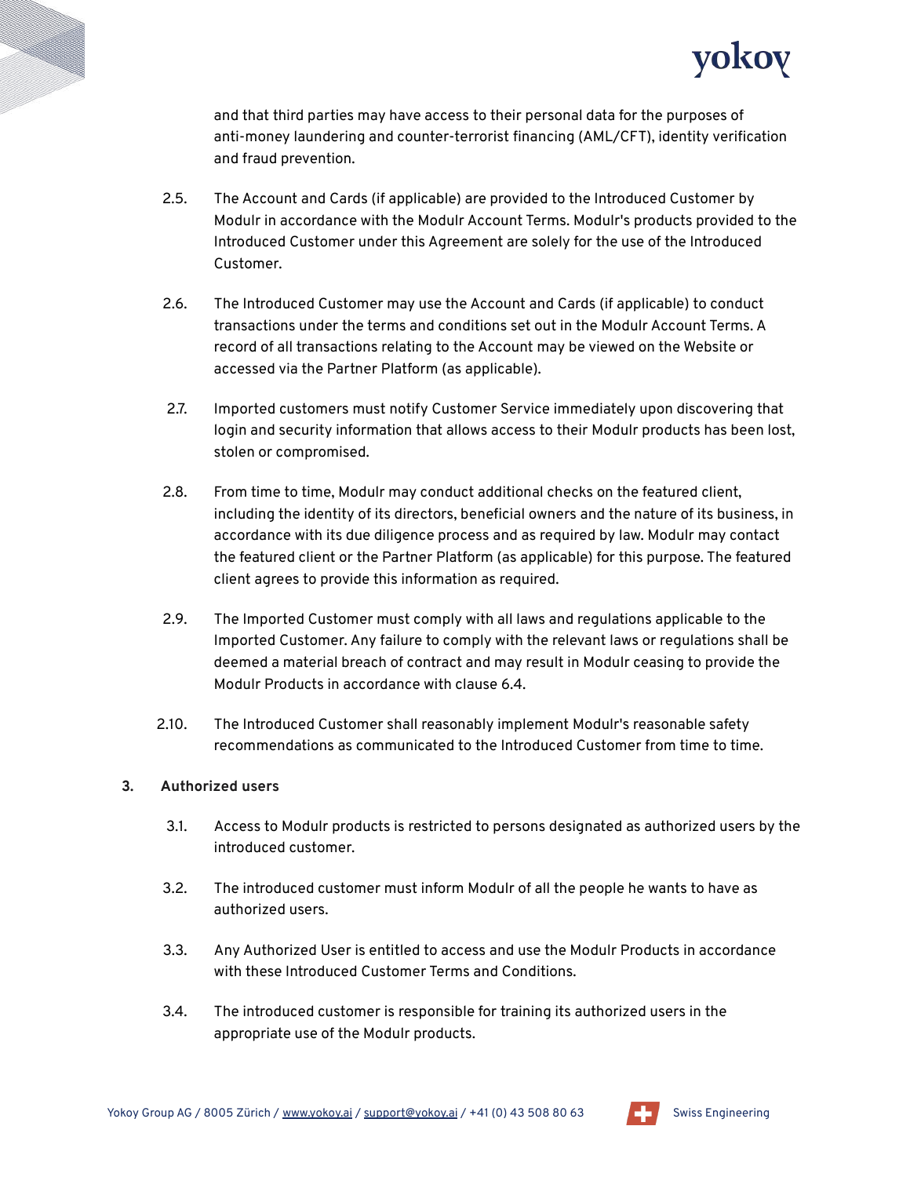and that third parties may have access to their personal data for the purposes of anti-money laundering and counter-terrorist financing (AML/CFT), identity verification and fraud prevention.

2.5. The Account and Cards (if applicable) are provided to the Introduced Customer by Modulr in accordance with the Modulr Account Terms. Modulr's products provided to the Introduced Customer under this Agreement are solely for the use of the Introduced Customer.

2.6. The Introduced Customer may use the Account and Cards (if applicable) to conduct transactions under the terms and conditions set out in the Modulr Account Terms. A record of all transactions relating to the Account may be viewed on the Website or accessed via the Partner Platform (as applicable).

2.7. Imported customers must notify Customer Service immediately upon discovering that login and security information that allows access to their Modulr products has been lost, stolen or compromised.

2.8. From time to time, Modulr may conduct additional checks on the featured client, including the identity of its directors, beneficial owners and the nature of its business, in accordance with its due diligence process and as required by law. Modulr may contact the featured client or the Partner Platform (as applicable) for this purpose. The featured client agrees to provide this information as required.

2.9. The Imported Customer must comply with all laws and regulations applicable to the Imported Customer. Any failure to comply with the relevant laws or regulations shall be deemed a material breach of contract and may result in Modulr ceasing to provide the Modulr Products in accordance with clause 6.4.

2.10. The Introduced Customer shall reasonably implement Modulr's reasonable safety recommendations as communicated to the Introduced Customer from time to time.

## 3. Authorized users

3.1. Access to Modulr products is restricted to persons designated as authorized users by the introduced customer.

3.2. The introduced customer must inform Modulr of all the people he wants to have as authorized users.

3.3. Any Authorized User is entitled to access and use the Modulr Products in accordance with these Introduced Customer Terms and Conditions.

3.4. The introduced customer is responsible for training its authorized users in the appropriate use of the Modulr products.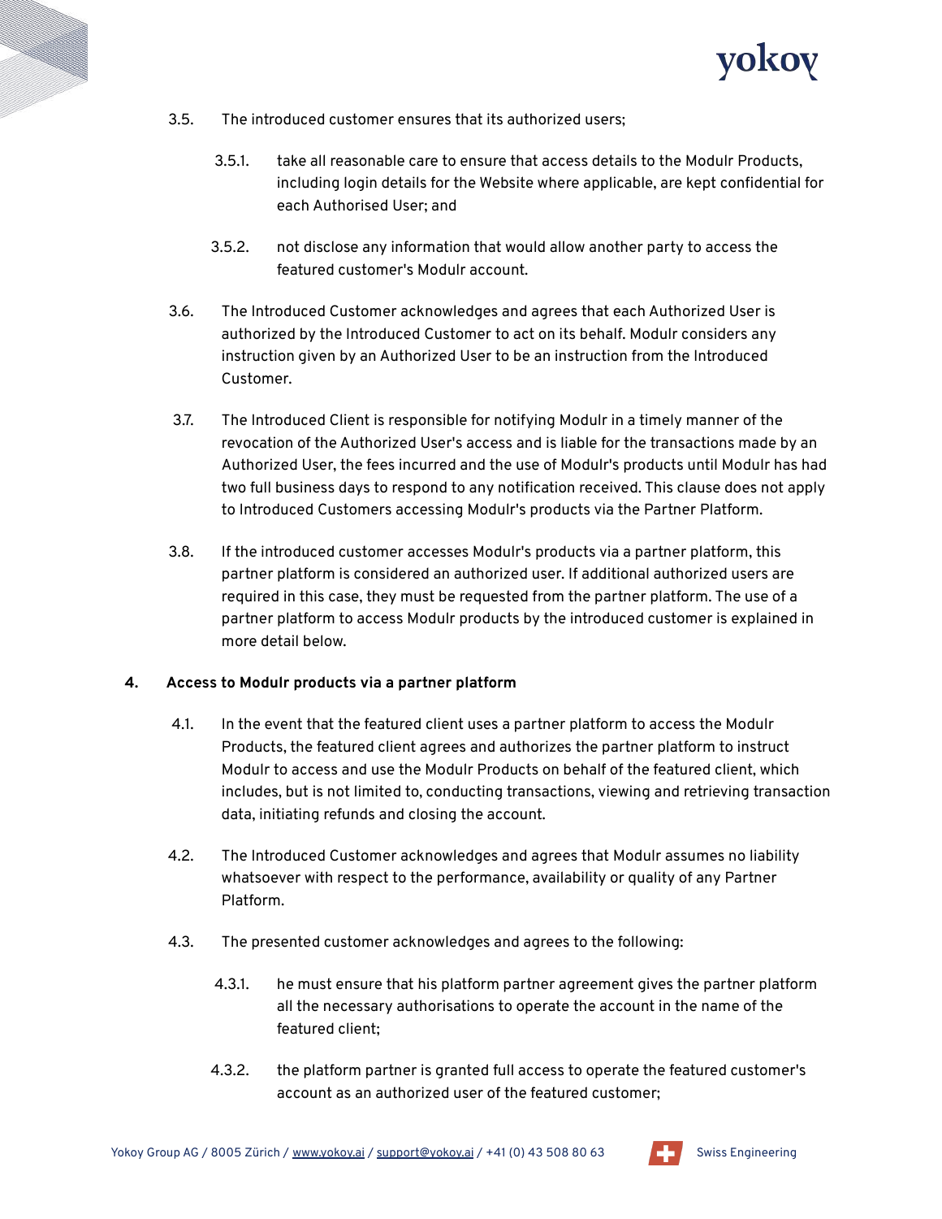3.5. The introduced customer ensures that its authorized users;

3.5.1. take all reasonable care to ensure that access details to the Modulr Products, including login details for the Website where applicable, are kept confidential for each Authorised User; and

3.5.2. not disclose any information that would allow another party to access the featured customer's Modulr account.

3.6. The Introduced Customer acknowledges and agrees that each Authorized User is authorized by the Introduced Customer to act on its behalf. Modulr considers any instruction given by an Authorized User to be an instruction from the Introduced Customer.

3.7. The Introduced Client is responsible for notifying Modulr in a timely manner of the revocation of the Authorized User's access and is liable for the transactions made by an Authorized User, the fees incurred and the use of Modulr's products until Modulr has had two full business days to respond to any notification received. This clause does not apply to Introduced Customers accessing Modulr's products via the Partner Platform.

3.8. If the introduced customer accesses Modulr's products via a partner platform, this partner platform is considered an authorized user. If additional authorized users are required in this case, they must be requested from the partner platform. The use of a partner platform to access Modulr products by the introduced customer is explained in more detail below.

**4. Access to Modulr products via a partner platform**

4.1. In the event that the featured client uses a partner platform to access the Modulr Products, the featured client agrees and authorizes the partner platform to instruct Modulr to access and use the Modulr Products on behalf of the featured client, which includes, but is not limited to, conducting transactions, viewing and retrieving transaction data, initiating refunds and closing the account.

4.2. The Introduced Customer acknowledges and agrees that Modulr assumes no liability whatsoever with respect to the performance, availability or quality of any Partner Platform.

4.3. The presented customer acknowledges and agrees to the following:

4.3.1. he must ensure that his platform partner agreement gives the partner platform all the necessary authorisations to operate the account in the name of the featured client;

4.3.2. the platform partner is granted full access to operate the featured customer's account as an authorized user of the featured customer;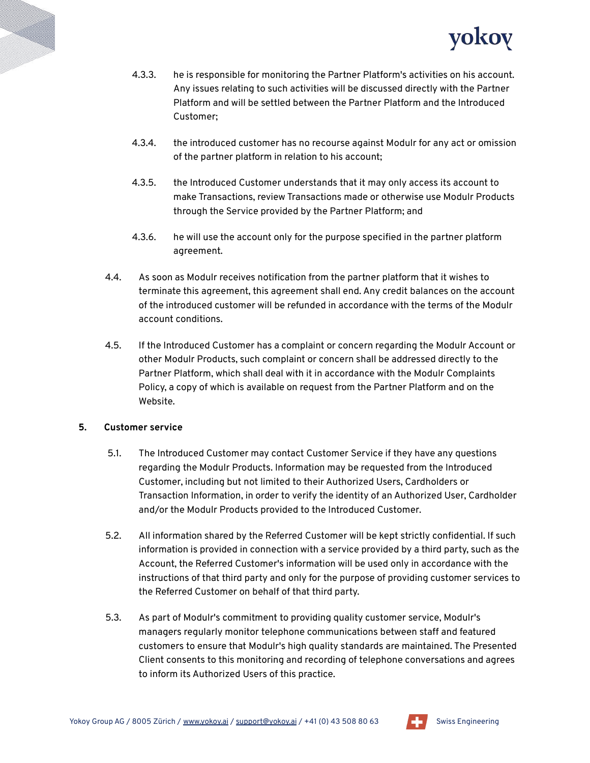4.3.3. he is responsible for monitoring the Partner Platform's activities on his account. Any issues relating to such activities will be discussed directly with the Partner Platform and will be settled between the Partner Platform and the Introduced Customer;

4.3.4. the introduced customer has no recourse against Modulr for any act or omission of the partner platform in relation to his account;

4.3.5. the Introduced Customer understands that it may only access its account to make Transactions, review Transactions made or otherwise use Modulr Products through the Service provided by the Partner Platform; and

4.3.6. he will use the account only for the purpose specified in the partner platform agreement.

4.4. As soon as Modulr receives notification from the partner platform that it wishes to terminate this agreement, this agreement shall end. Any credit balances on the account of the introduced customer will be refunded in accordance with the terms of the Modulr account conditions.

4.5. If the Introduced Customer has a complaint or concern regarding the Modulr Account or other Modulr Products, such complaint or concern shall be addressed directly to the Partner Platform, which shall deal with it in accordance with the Modulr Complaints Policy, a copy of which is available on request from the Partner Platform and on the Website.

**5. Customer service**

5.1. The Introduced Customer may contact Customer Service if they have any questions regarding the Modulr Products. Information may be requested from the Introduced Customer, including but not limited to their Authorized Users, Cardholders or Transaction Information, in order to verify the identity of an Authorized User, Cardholder and/or the Modulr Products provided to the Introduced Customer.

5.2. All information shared by the Referred Customer will be kept strictly confidential. If such information is provided in connection with a service provided by a third party, such as the Account, the Referred Customer's information will be used only in accordance with the instructions of that third party and only for the purpose of providing customer services to the Referred Customer on behalf of that third party.

5.3. As part of Modulr's commitment to providing quality customer service, Modulr's managers regularly monitor telephone communications between staff and featured customers to ensure that Modulr's high quality standards are maintained. The Presented Client consents to this monitoring and recording of telephone conversations and agrees to inform its Authorized Users of this practice.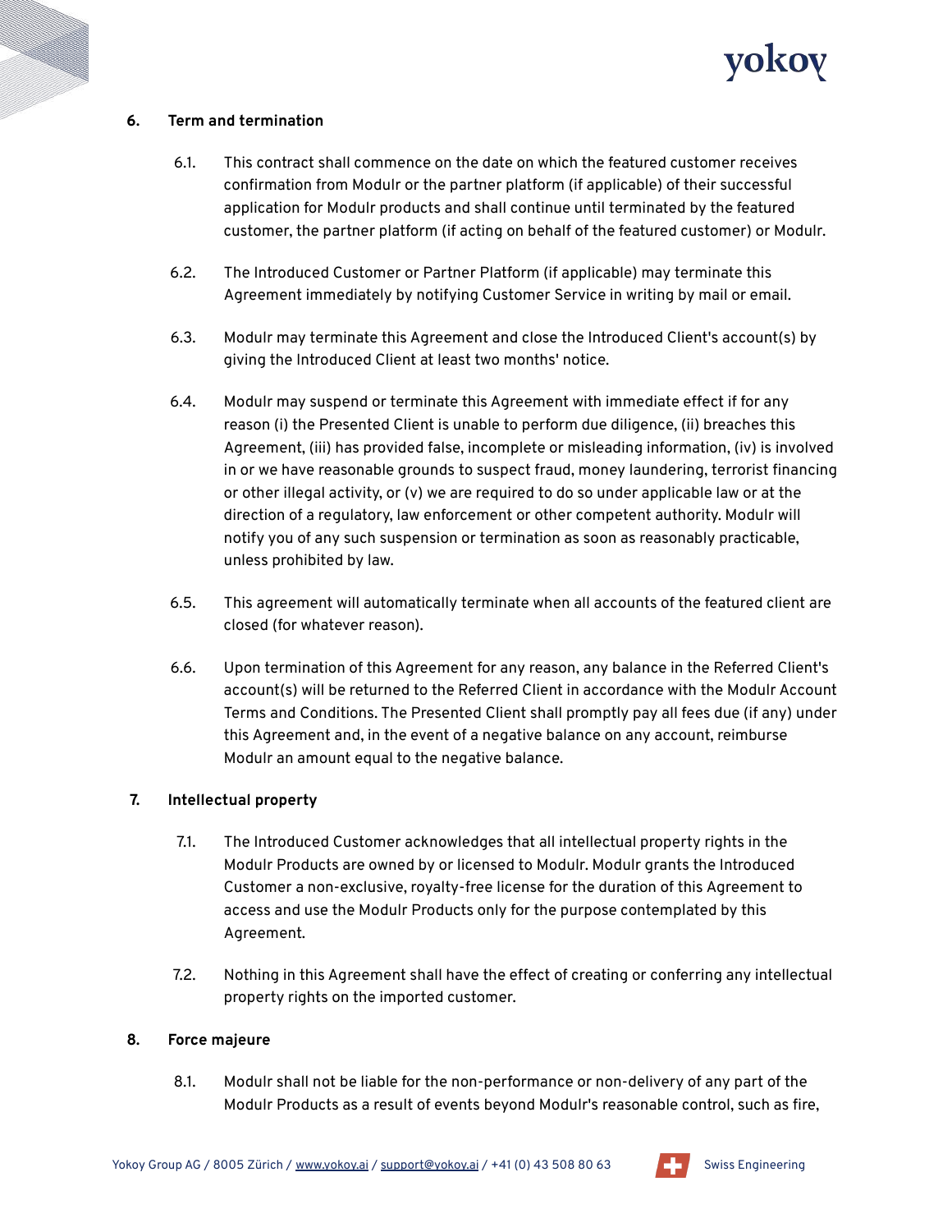## 6. Term and termination

6.1. This contract shall commence on the date on which the featured customer receives confirmation from Modulr or the partner platform (if applicable) of their successful application for Modulr products and shall continue until terminated by the featured customer, the partner platform (if acting on behalf of the featured customer) or Modulr.

6.2. The Introduced Customer or Partner Platform (if applicable) may terminate this Agreement immediately by notifying Customer Service in writing by mail or email.

6.3. Modulr may terminate this Agreement and close the Introduced Client's account(s) by giving the Introduced Client at least two months' notice.

6.4. Modulr may suspend or terminate this Agreement with immediate effect if for any reason (i) the Presented Client is unable to perform due diligence, (ii) breaches this Agreement, (iii) has provided false, incomplete or misleading information, (iv) is involved in or we have reasonable grounds to suspect fraud, money laundering, terrorist financing or other illegal activity, or (v) we are required to do so under applicable law or at the direction of a regulatory, law enforcement or other competent authority. Modulr will notify you of any such suspension or termination as soon as reasonably practicable, unless prohibited by law.

6.5. This agreement will automatically terminate when all accounts of the featured client are closed (for whatever reason).

6.6. Upon termination of this Agreement for any reason, any balance in the Referred Client's account(s) will be returned to the Referred Client in accordance with the Modulr Account Terms and Conditions. The Presented Client shall promptly pay all fees due (if any) under this Agreement and, in the event of a negative balance on any account, reimburse Modulr an amount equal to the negative balance.

## 7. Intellectual property

7.1. The Introduced Customer acknowledges that all intellectual property rights in the Modulr Products are owned by or licensed to Modulr. Modulr grants the Introduced Customer a non-exclusive, royalty-free license for the duration of this Agreement to access and use the Modulr Products only for the purpose contemplated by this Agreement.

7.2. Nothing in this Agreement shall have the effect of creating or conferring any intellectual property rights on the imported customer.

## 8. Force majeure

8.1. Modulr shall not be liable for the non-performance or non-delivery of any part of the Modulr Products as a result of events beyond Modulr's reasonable control, such as fire,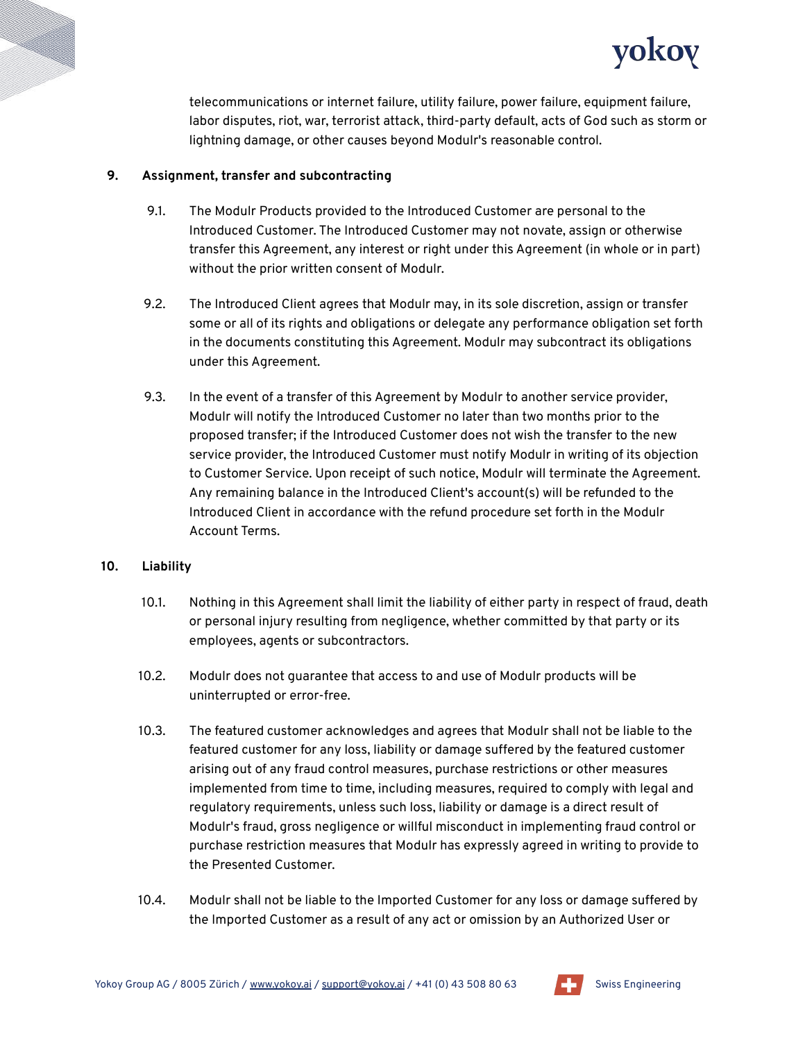telecommunications or internet failure, utility failure, power failure, equipment failure, labor disputes, riot, war, terrorist attack, third-party default, acts of God such as storm or lightning damage, or other causes beyond Modulr's reasonable control.

**9. Assignment, transfer and subcontracting**

9.1. The Modulr Products provided to the Introduced Customer are personal to the Introduced Customer. The Introduced Customer may not novate, assign or otherwise transfer this Agreement, any interest or right under this Agreement (in whole or in part) without the prior written consent of Modulr.

9.2. The Introduced Client agrees that Modulr may, in its sole discretion, assign or transfer some or all of its rights and obligations or delegate any performance obligation set forth in the documents constituting this Agreement. Modulr may subcontract its obligations under this Agreement.

9.3. In the event of a transfer of this Agreement by Modulr to another service provider, Modulr will notify the Introduced Customer no later than two months prior to the proposed transfer; if the Introduced Customer does not wish the transfer to the new service provider, the Introduced Customer must notify Modulr in writing of its objection to Customer Service. Upon receipt of such notice, Modulr will terminate the Agreement. Any remaining balance in the Introduced Client's account(s) will be refunded to the Introduced Client in accordance with the refund procedure set forth in the Modulr Account Terms.

**10. Liability**

10.1. Nothing in this Agreement shall limit the liability of either party in respect of fraud, death or personal injury resulting from negligence, whether committed by that party or its employees, agents or subcontractors.

10.2. Modulr does not guarantee that access to and use of Modulr products will be uninterrupted or error-free.

10.3. The featured customer acknowledges and agrees that Modulr shall not be liable to the featured customer for any loss, liability or damage suffered by the featured customer arising out of any fraud control measures, purchase restrictions or other measures implemented from time to time, including measures, required to comply with legal and regulatory requirements, unless such loss, liability or damage is a direct result of Modulr's fraud, gross negligence or willful misconduct in implementing fraud control or purchase restriction measures that Modulr has expressly agreed in writing to provide to the Presented Customer.

10.4. Modulr shall not be liable to the Imported Customer for any loss or damage suffered by the Imported Customer as a result of any act or omission by an Authorized User or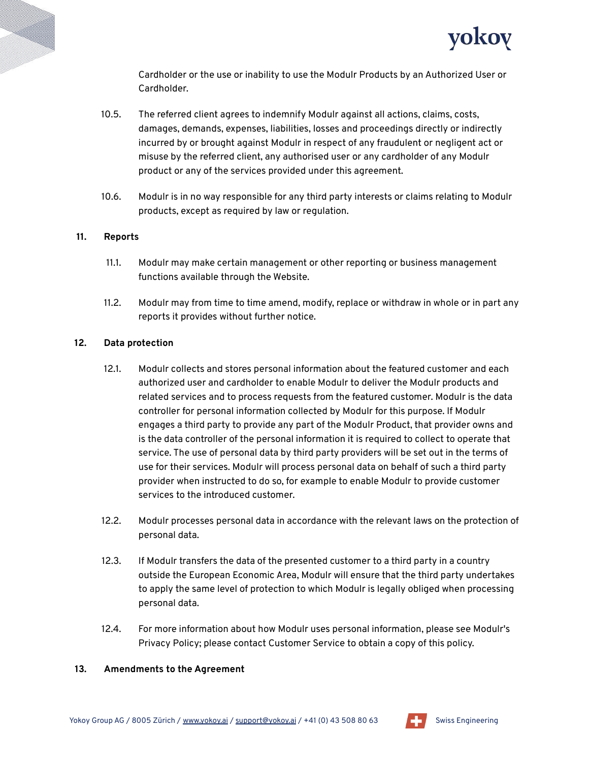Cardholder or the use or inability to use the Modulr Products by an Authorized User or Cardholder.

10.5. The referred client agrees to indemnify Modulr against all actions, claims, costs, damages, demands, expenses, liabilities, losses and proceedings directly or indirectly incurred by or brought against Modulr in respect of any fraudulent or negligent act or misuse by the referred client, any authorised user or any cardholder of any Modulr product or any of the services provided under this agreement.

10.6. Modulr is in no way responsible for any third party interests or claims relating to Modulr products, except as required by law or regulation.

## 11. Reports

11.1. Modulr may make certain management or other reporting or business management functions available through the Website.

11.2. Modulr may from time to time amend, modify, replace or withdraw in whole or in part any reports it provides without further notice.

## 12. Data protection

12.1. Modulr collects and stores personal information about the featured customer and each authorized user and cardholder to enable Modulr to deliver the Modulr products and related services and to process requests from the featured customer. Modulr is the data controller for personal information collected by Modulr for this purpose. If Modulr engages a third party to provide any part of the Modulr Product, that provider owns and is the data controller of the personal information it is required to collect to operate that service. The use of personal data by third party providers will be set out in the terms of use for their services. Modulr will process personal data on behalf of such a third party provider when instructed to do so, for example to enable Modulr to provide customer services to the introduced customer.

12.2. Modulr processes personal data in accordance with the relevant laws on the protection of personal data.

12.3. If Modulr transfers the data of the presented customer to a third party in a country outside the European Economic Area, Modulr will ensure that the third party undertakes to apply the same level of protection to which Modulr is legally obliged when processing personal data.

12.4. For more information about how Modulr uses personal information, please see Modulr's Privacy Policy; please contact Customer Service to obtain a copy of this policy.

## 13. Amendments to the Agreement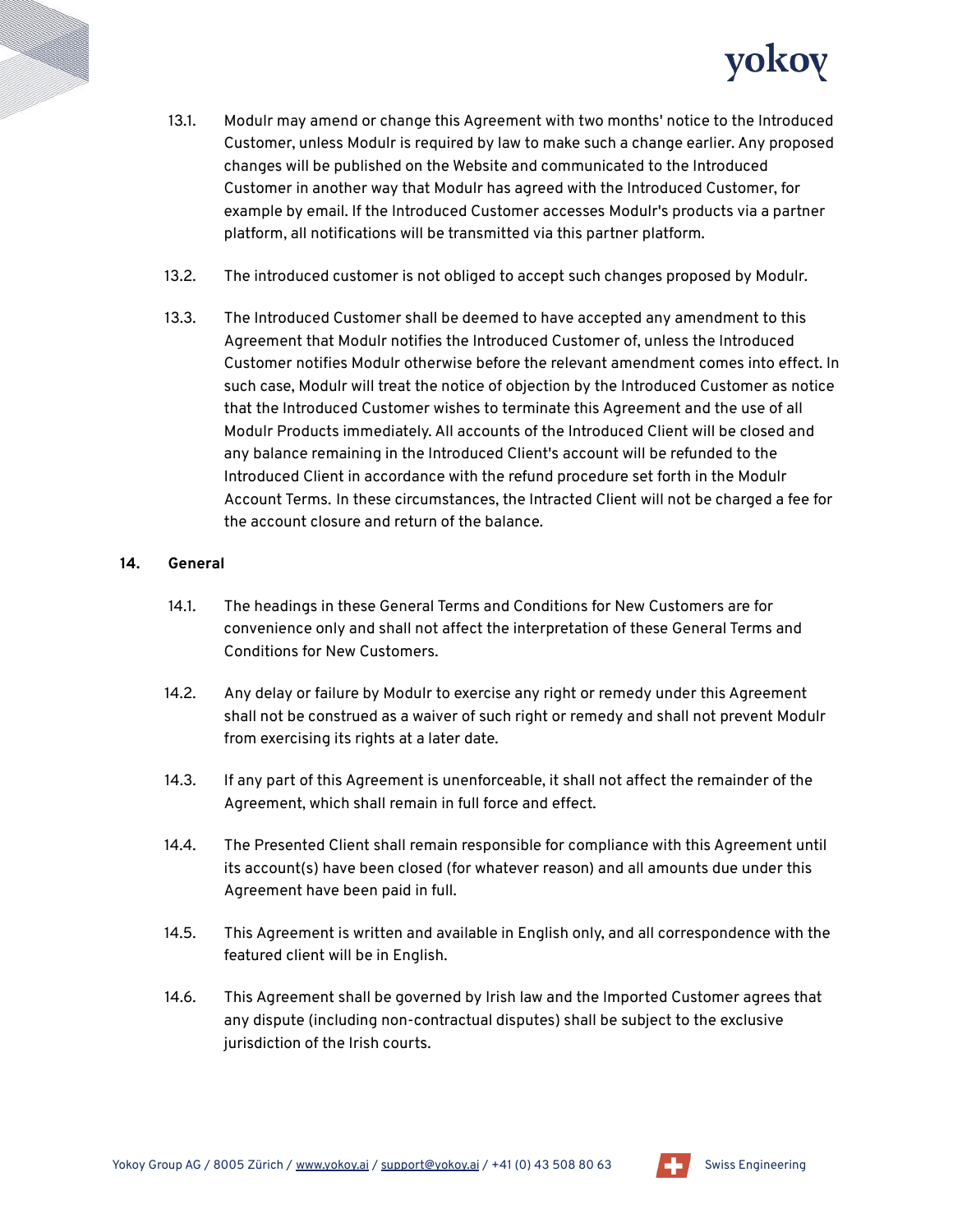13.1. Modulr may amend or change this Agreement with two months' notice to the Introduced Customer, unless Modulr is required by law to make such a change earlier. Any proposed changes will be published on the Website and communicated to the Introduced Customer in another way that Modulr has agreed with the Introduced Customer, for example by email. If the Introduced Customer accesses Modulr's products via a partner platform, all notifications will be transmitted via this partner platform.

13.2. The introduced customer is not obliged to accept such changes proposed by Modulr.

13.3. The Introduced Customer shall be deemed to have accepted any amendment to this Agreement that Modulr notifies the Introduced Customer of, unless the Introduced Customer notifies Modulr otherwise before the relevant amendment comes into effect. In such case, Modulr will treat the notice of objection by the Introduced Customer as notice that the Introduced Customer wishes to terminate this Agreement and the use of all Modulr Products immediately. All accounts of the Introduced Client will be closed and any balance remaining in the Introduced Client's account will be refunded to the Introduced Client in accordance with the refund procedure set forth in the Modulr Account Terms. In these circumstances, the Intracted Client will not be charged a fee for the account closure and return of the balance.

## 14. General

14.1. The headings in these General Terms and Conditions for New Customers are for convenience only and shall not affect the interpretation of these General Terms and Conditions for New Customers.

14.2. Any delay or failure by Modulr to exercise any right or remedy under this Agreement shall not be construed as a waiver of such right or remedy and shall not prevent Modulr from exercising its rights at a later date.

14.3. If any part of this Agreement is unenforceable, it shall not affect the remainder of the Agreement, which shall remain in full force and effect.

14.4. The Presented Client shall remain responsible for compliance with this Agreement until its account(s) have been closed (for whatever reason) and all amounts due under this Agreement have been paid in full.

14.5. This Agreement is written and available in English only, and all correspondence with the featured client will be in English.

14.6. This Agreement shall be governed by Irish law and the Imported Customer agrees that any dispute (including non-contractual disputes) shall be subject to the exclusive jurisdiction of the Irish courts.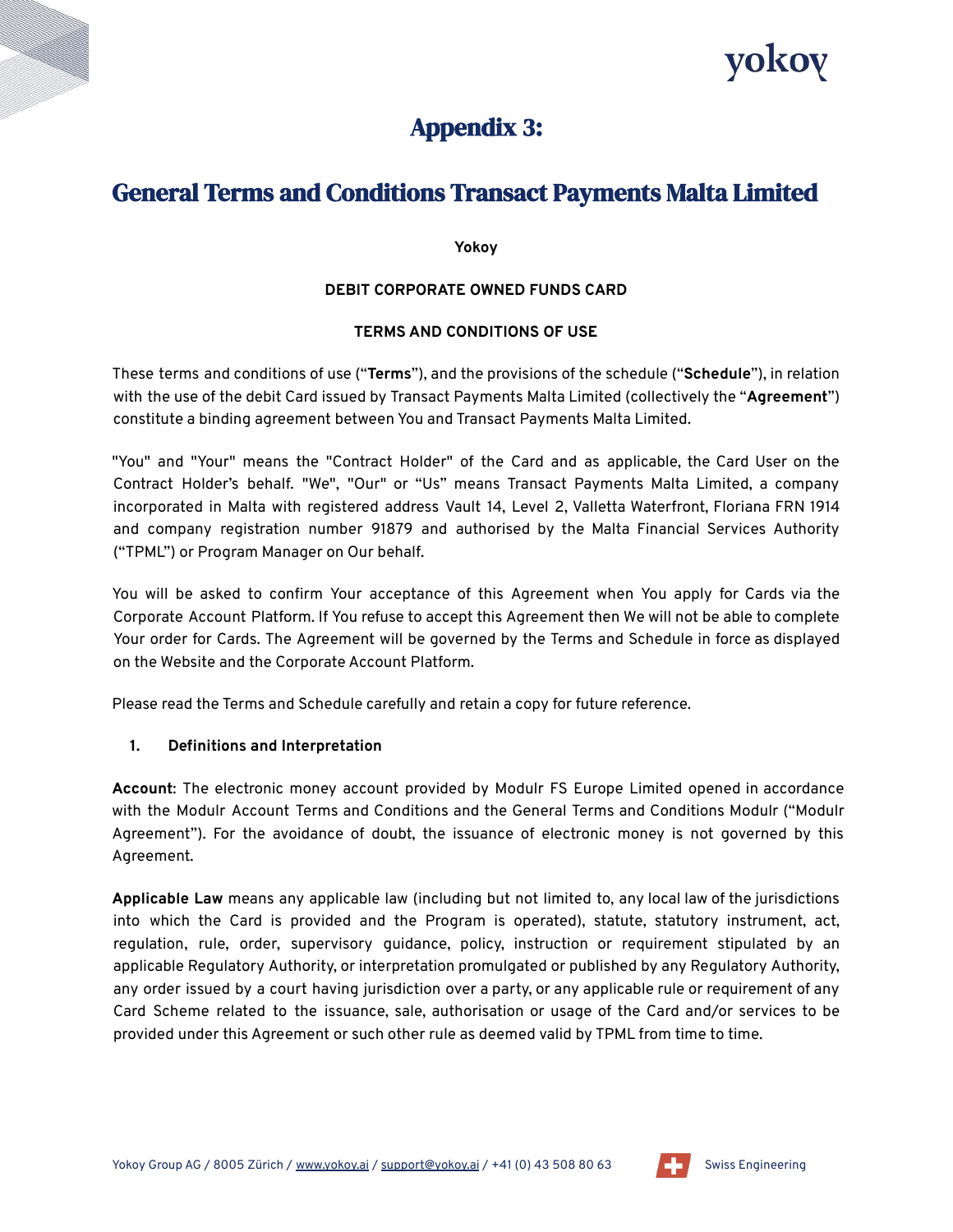# Appendix 3:

## General Terms and Conditions Transact Payments Malta Limited

**Yokoy**

**DEBIT CORPORATE OWNED FUNDS CARD**

**TERMS AND CONDITIONS OF USE**

These terms and conditions of use ("**Terms**"), and the provisions of the schedule ("**Schedule**"), in relation with the use of the debit Card issued by Transact Payments Malta Limited (collectively the "**Agreement**") constitute a binding agreement between You and Transact Payments Malta Limited.

"You" and "Your" means the "Contract Holder" of the Card and as applicable, the Card User on the Contract Holder's behalf. "We", "Our" or "Us" means Transact Payments Malta Limited, a company incorporated in Malta with registered address Vault 14, Level 2, Valletta Waterfront, Floriana FRN 1914 and company registration number 91879 and authorised by the Malta Financial Services Authority ("TPML") or Program Manager on Our behalf.

You will be asked to confirm Your acceptance of this Agreement when You apply for Cards via the Corporate Account Platform. If You refuse to accept this Agreement then We will not be able to complete Your order for Cards. The Agreement will be governed by the Terms and Schedule in force as displayed on the Website and the Corporate Account Platform.

Please read the Terms and Schedule carefully and retain a copy for future reference.

**1. Definitions and Interpretation**

**Account**: The electronic money account provided by Modulr FS Europe Limited opened in accordance with the Modulr Account Terms and Conditions and the General Terms and Conditions Modulr ("Modulr Agreement"). For the avoidance of doubt, the issuance of electronic money is not governed by this Agreement.

**Applicable Law** means any applicable law (including but not limited to, any local law of the jurisdictions into which the Card is provided and the Program is operated), statute, statutory instrument, act, regulation, rule, order, supervisory guidance, policy, instruction or requirement stipulated by an applicable Regulatory Authority, or interpretation promulgated or published by any Regulatory Authority, any order issued by a court having jurisdiction over a party, or any applicable rule or requirement of any Card Scheme related to the issuance, sale, authorisation or usage of the Card and/or services to be provided under this Agreement or such other rule as deemed valid by TPML from time to time.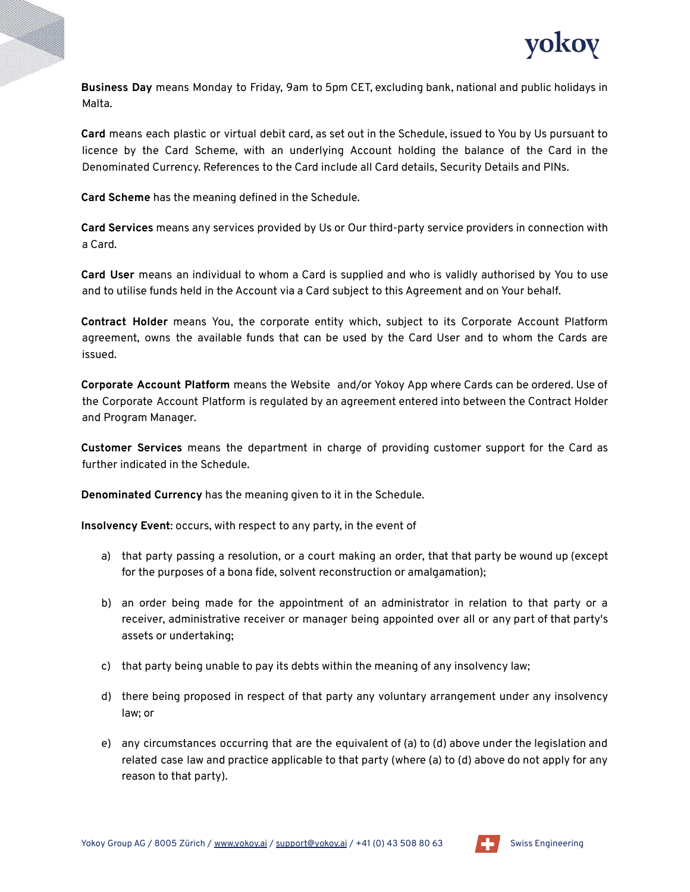**Business Day** means Monday to Friday, 9am to 5pm CET, excluding bank, national and public holidays in Malta.

**Card** means each plastic or virtual debit card, as set out in the Schedule, issued to You by Us pursuant to licence by the Card Scheme, with an underlying Account holding the balance of the Card in the Denominated Currency. References to the Card include all Card details, Security Details and PINs.

**Card Scheme** has the meaning defined in the Schedule.

**Card Services** means any services provided by Us or Our third-party service providers in connection with a Card.

**Card User** means an individual to whom a Card is supplied and who is validly authorised by You to use and to utilise funds held in the Account via a Card subject to this Agreement and on Your behalf.

**Contract Holder** means You, the corporate entity which, subject to its Corporate Account Platform agreement, owns the available funds that can be used by the Card User and to whom the Cards are issued.

**Corporate Account Platform** means the Website and/or Yokoy App where Cards can be ordered. Use of the Corporate Account Platform is regulated by an agreement entered into between the Contract Holder and Program Manager.

**Customer Services** means the department in charge of providing customer support for the Card as further indicated in the Schedule.

**Denominated Currency** has the meaning given to it in the Schedule.

**Insolvency Event**: occurs, with respect to any party, in the event of

a) that party passing a resolution, or a court making an order, that that party be wound up (except for the purposes of a bona fide, solvent reconstruction or amalgamation);

b) an order being made for the appointment of an administrator in relation to that party or a receiver, administrative receiver or manager being appointed over all or any part of that party's assets or undertaking;

c) that party being unable to pay its debts within the meaning of any insolvency law;

d) there being proposed in respect of that party any voluntary arrangement under any insolvency law; or

e) any circumstances occurring that are the equivalent of (a) to (d) above under the legislation and related case law and practice applicable to that party (where (a) to (d) above do not apply for any reason to that party).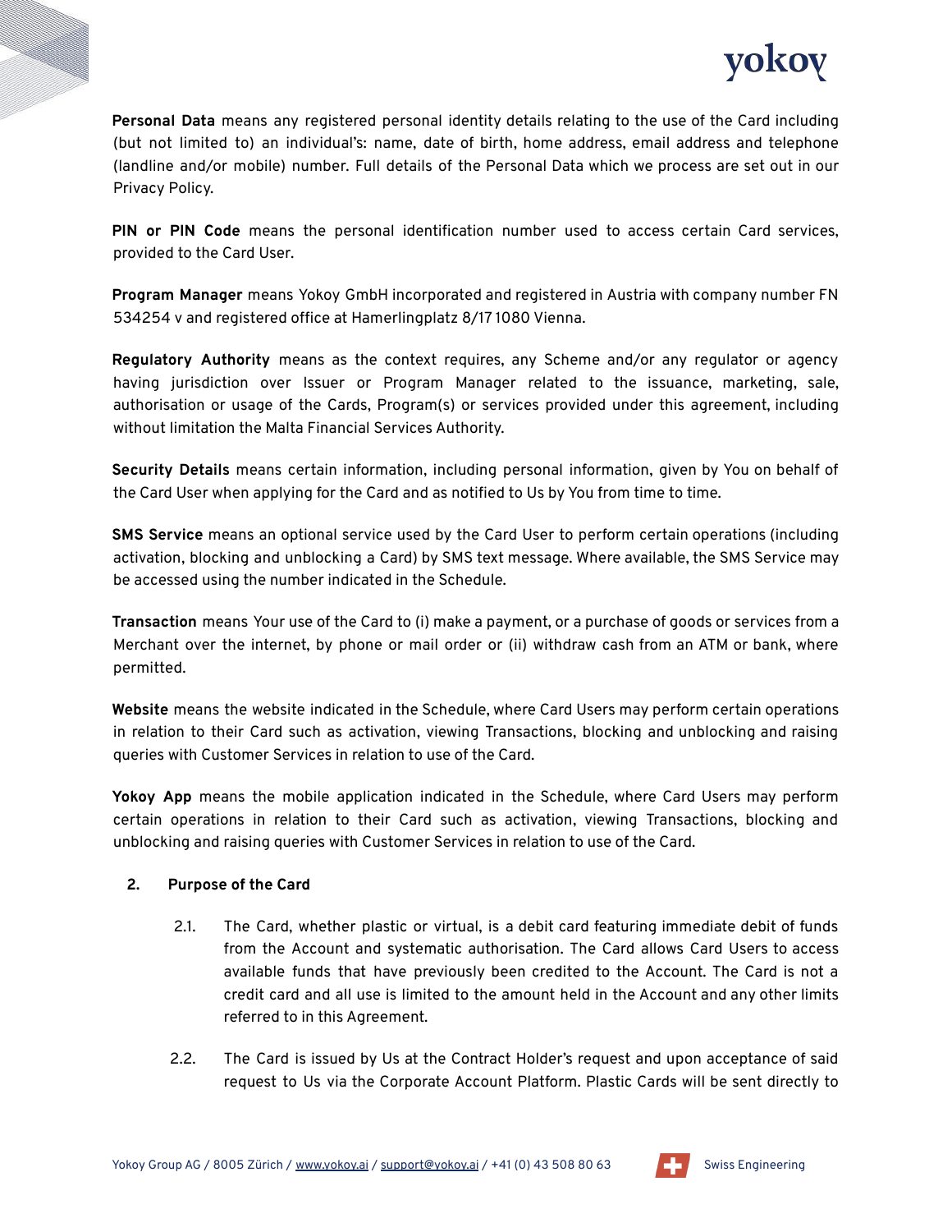**Personal Data** means any registered personal identity details relating to the use of the Card including (but not limited to) an individual's: name, date of birth, home address, email address and telephone (landline and/or mobile) number. Full details of the Personal Data which we process are set out in our Privacy Policy.

**PIN or PIN Code** means the personal identification number used to access certain Card services, provided to the Card User.

**Program Manager** means Yokoy GmbH incorporated and registered in Austria with company number FN 534254 v and registered office at Hamerlingplatz 8/17 1080 Vienna.

**Regulatory Authority** means as the context requires, any Scheme and/or any regulator or agency having jurisdiction over Issuer or Program Manager related to the issuance, marketing, sale, authorisation or usage of the Cards, Program(s) or services provided under this agreement, including without limitation the Malta Financial Services Authority.

**Security Details** means certain information, including personal information, given by You on behalf of the Card User when applying for the Card and as notified to Us by You from time to time.

**SMS Service** means an optional service used by the Card User to perform certain operations (including activation, blocking and unblocking a Card) by SMS text message. Where available, the SMS Service may be accessed using the number indicated in the Schedule.

**Transaction** means Your use of the Card to (i) make a payment, or a purchase of goods or services from a Merchant over the internet, by phone or mail order or (ii) withdraw cash from an ATM or bank, where permitted.

**Website** means the website indicated in the Schedule, where Card Users may perform certain operations in relation to their Card such as activation, viewing Transactions, blocking and unblocking and raising queries with Customer Services in relation to use of the Card.

**Yokoy App** means the mobile application indicated in the Schedule, where Card Users may perform certain operations in relation to their Card such as activation, viewing Transactions, blocking and unblocking and raising queries with Customer Services in relation to use of the Card.

## 2. Purpose of the Card

2.1. The Card, whether plastic or virtual, is a debit card featuring immediate debit of funds from the Account and systematic authorisation. The Card allows Card Users to access available funds that have previously been credited to the Account. The Card is not a credit card and all use is limited to the amount held in the Account and any other limits referred to in this Agreement.

2.2. The Card is issued by Us at the Contract Holder's request and upon acceptance of said request to Us via the Corporate Account Platform. Plastic Cards will be sent directly to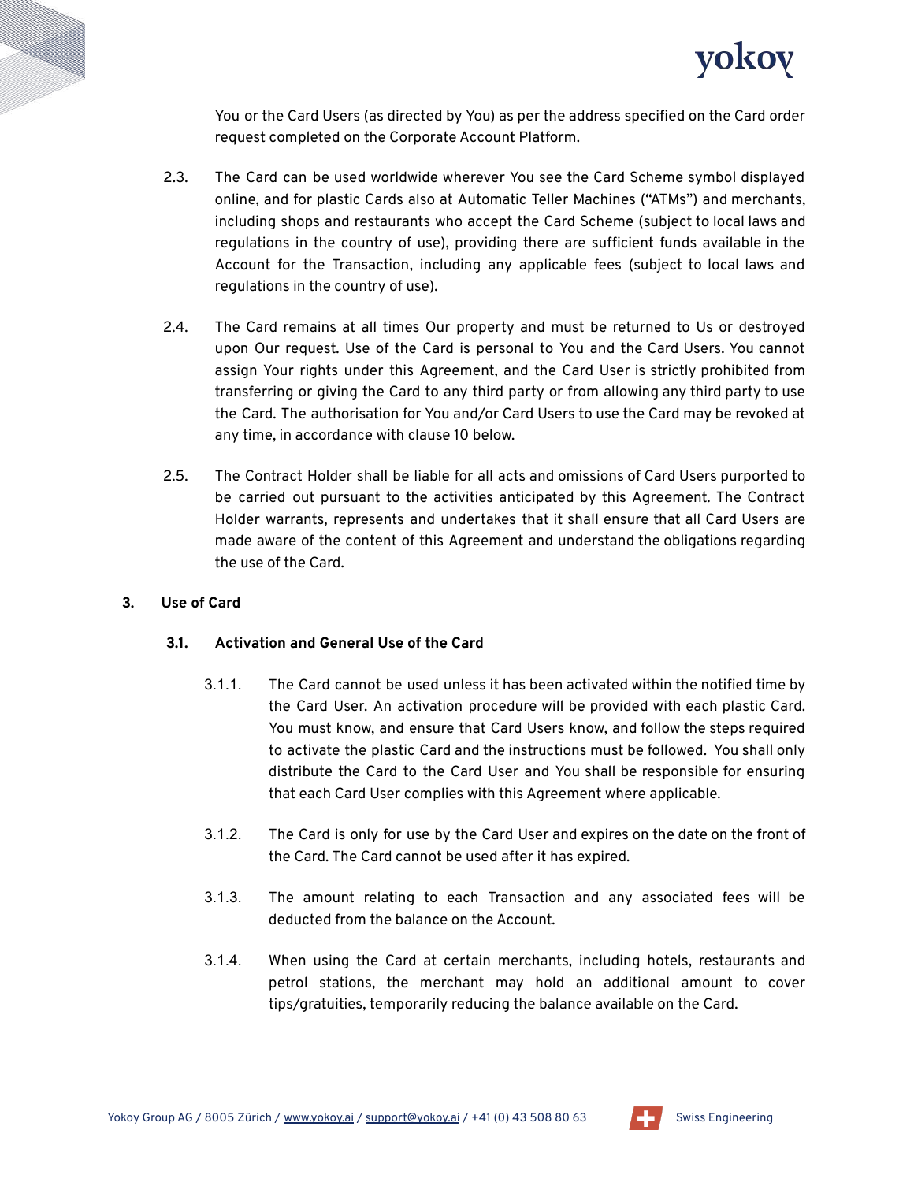You or the Card Users (as directed by You) as per the address specified on the Card order request completed on the Corporate Account Platform.

2.3. The Card can be used worldwide wherever You see the Card Scheme symbol displayed online, and for plastic Cards also at Automatic Teller Machines ("ATMs") and merchants, including shops and restaurants who accept the Card Scheme (subject to local laws and regulations in the country of use), providing there are sufficient funds available in the Account for the Transaction, including any applicable fees (subject to local laws and regulations in the country of use).

2.4. The Card remains at all times Our property and must be returned to Us or destroyed upon Our request. Use of the Card is personal to You and the Card Users. You cannot assign Your rights under this Agreement, and the Card User is strictly prohibited from transferring or giving the Card to any third party or from allowing any third party to use the Card. The authorisation for You and/or Card Users to use the Card may be revoked at any time, in accordance with clause 10 below.

2.5. The Contract Holder shall be liable for all acts and omissions of Card Users purported to be carried out pursuant to the activities anticipated by this Agreement. The Contract Holder warrants, represents and undertakes that it shall ensure that all Card Users are made aware of the content of this Agreement and understand the obligations regarding the use of the Card.

## 3. Use of Card

### 3.1. Activation and General Use of the Card

3.1.1. The Card cannot be used unless it has been activated within the notified time by the Card User. An activation procedure will be provided with each plastic Card. You must know, and ensure that Card Users know, and follow the steps required to activate the plastic Card and the instructions must be followed. You shall only distribute the Card to the Card User and You shall be responsible for ensuring that each Card User complies with this Agreement where applicable.

3.1.2. The Card is only for use by the Card User and expires on the date on the front of the Card. The Card cannot be used after it has expired.

3.1.3. The amount relating to each Transaction and any associated fees will be deducted from the balance on the Account.

3.1.4. When using the Card at certain merchants, including hotels, restaurants and petrol stations, the merchant may hold an additional amount to cover tips/gratuities, temporarily reducing the balance available on the Card.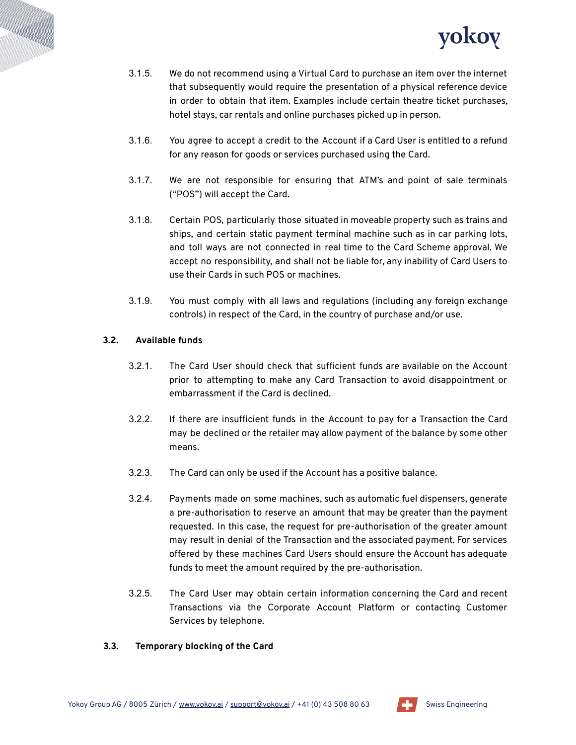3.1.5. We do not recommend using a Virtual Card to purchase an item over the internet that subsequently would require the presentation of a physical reference device in order to obtain that item. Examples include certain theatre ticket purchases, hotel stays, car rentals and online purchases picked up in person.

3.1.6. You agree to accept a credit to the Account if a Card User is entitled to a refund for any reason for goods or services purchased using the Card.

3.1.7. We are not responsible for ensuring that ATM's and point of sale terminals ("POS") will accept the Card.

3.1.8. Certain POS, particularly those situated in moveable property such as trains and ships, and certain static payment terminal machine such as in car parking lots, and toll ways are not connected in real time to the Card Scheme approval. We accept no responsibility, and shall not be liable for, any inability of Card Users to use their Cards in such POS or machines.

3.1.9. You must comply with all laws and regulations (including any foreign exchange controls) in respect of the Card, in the country of purchase and/or use.

**3.2. Available funds**

3.2.1. The Card User should check that sufficient funds are available on the Account prior to attempting to make any Card Transaction to avoid disappointment or embarrassment if the Card is declined.

3.2.2. If there are insufficient funds in the Account to pay for a Transaction the Card may be declined or the retailer may allow payment of the balance by some other means.

3.2.3. The Card can only be used if the Account has a positive balance.

3.2.4. Payments made on some machines, such as automatic fuel dispensers, generate a pre-authorisation to reserve an amount that may be greater than the payment requested. In this case, the request for pre-authorisation of the greater amount may result in denial of the Transaction and the associated payment. For services offered by these machines Card Users should ensure the Account has adequate funds to meet the amount required by the pre-authorisation.

3.2.5. The Card User may obtain certain information concerning the Card and recent Transactions via the Corporate Account Platform or contacting Customer Services by telephone.

**3.3. Temporary blocking of the Card**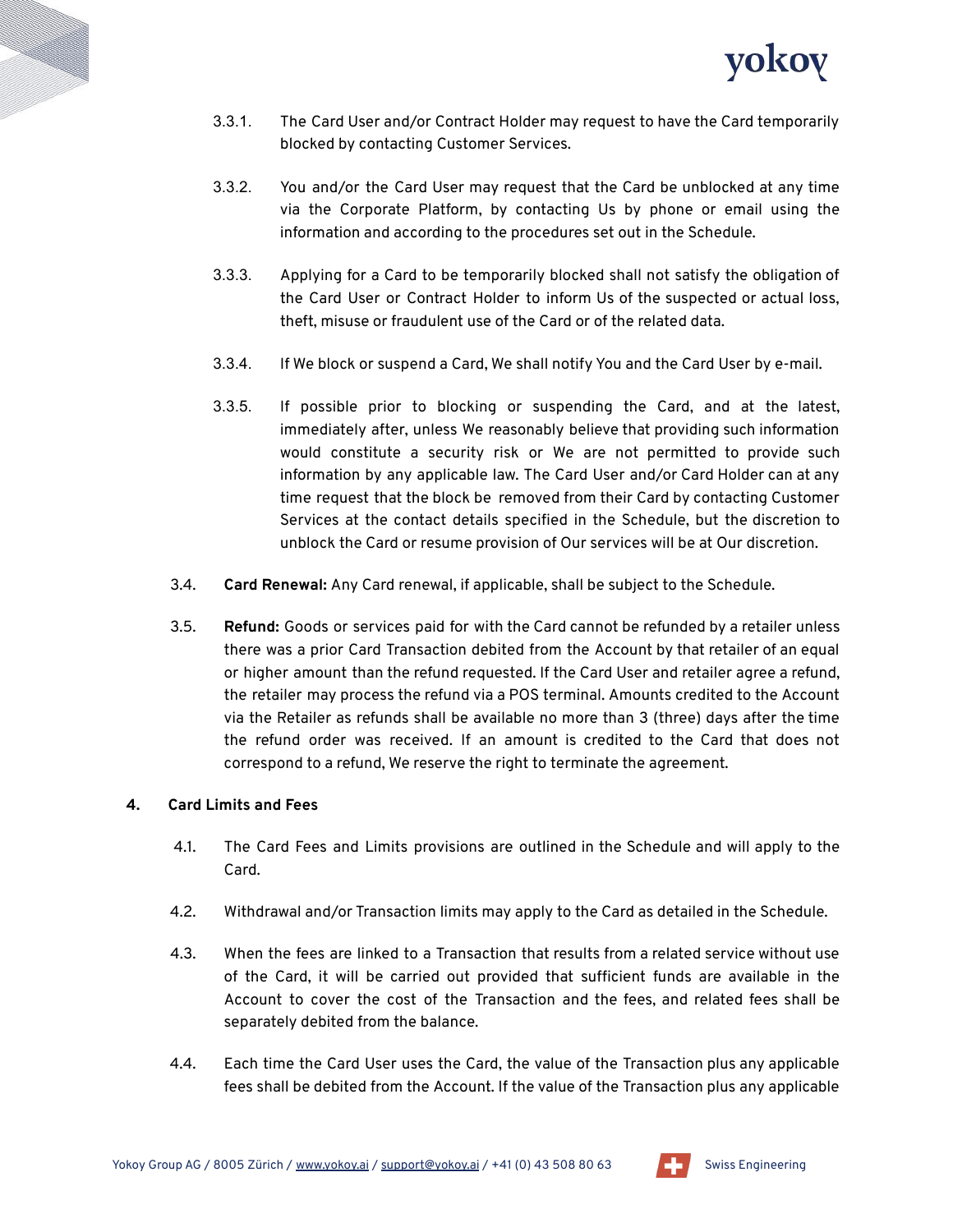3.3.1. The Card User and/or Contract Holder may request to have the Card temporarily blocked by contacting Customer Services.

3.3.2. You and/or the Card User may request that the Card be unblocked at any time via the Corporate Platform, by contacting Us by phone or email using the information and according to the procedures set out in the Schedule.

3.3.3. Applying for a Card to be temporarily blocked shall not satisfy the obligation of the Card User or Contract Holder to inform Us of the suspected or actual loss, theft, misuse or fraudulent use of the Card or of the related data.

3.3.4. If We block or suspend a Card, We shall notify You and the Card User by e-mail.

3.3.5. If possible prior to blocking or suspending the Card, and at the latest, immediately after, unless We reasonably believe that providing such information would constitute a security risk or We are not permitted to provide such information by any applicable law. The Card User and/or Card Holder can at any time request that the block be removed from their Card by contacting Customer Services at the contact details specified in the Schedule, but the discretion to unblock the Card or resume provision of Our services will be at Our discretion.

3.4. **Card Renewal:** Any Card renewal, if applicable, shall be subject to the Schedule.

3.5. **Refund:** Goods or services paid for with the Card cannot be refunded by a retailer unless there was a prior Card Transaction debited from the Account by that retailer of an equal or higher amount than the refund requested. If the Card User and retailer agree a refund, the retailer may process the refund via a POS terminal. Amounts credited to the Account via the Retailer as refunds shall be available no more than 3 (three) days after the time the refund order was received. If an amount is credited to the Card that does not correspond to a refund, We reserve the right to terminate the agreement.

## 4. Card Limits and Fees

4.1. The Card Fees and Limits provisions are outlined in the Schedule and will apply to the Card.

4.2. Withdrawal and/or Transaction limits may apply to the Card as detailed in the Schedule.

4.3. When the fees are linked to a Transaction that results from a related service without use of the Card, it will be carried out provided that sufficient funds are available in the Account to cover the cost of the Transaction and the fees, and related fees shall be separately debited from the balance.

4.4. Each time the Card User uses the Card, the value of the Transaction plus any applicable fees shall be debited from the Account. If the value of the Transaction plus any applicable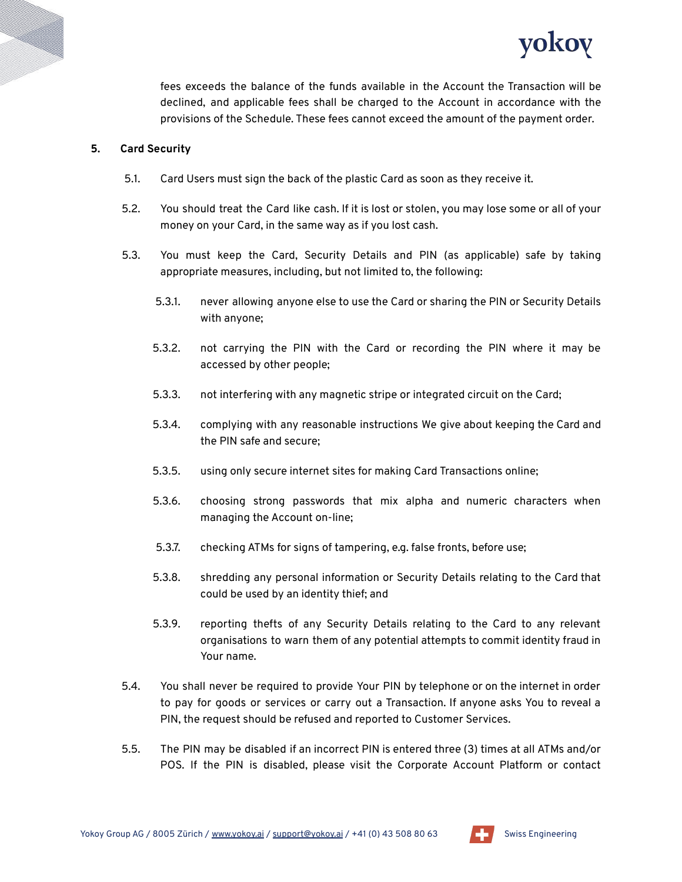fees exceeds the balance of the funds available in the Account the Transaction will be declined, and applicable fees shall be charged to the Account in accordance with the provisions of the Schedule. These fees cannot exceed the amount of the payment order.

## 5. Card Security

5.1. Card Users must sign the back of the plastic Card as soon as they receive it.

5.2. You should treat the Card like cash. If it is lost or stolen, you may lose some or all of your money on your Card, in the same way as if you lost cash.

5.3. You must keep the Card, Security Details and PIN (as applicable) safe by taking appropriate measures, including, but not limited to, the following:

5.3.1. never allowing anyone else to use the Card or sharing the PIN or Security Details with anyone;

5.3.2. not carrying the PIN with the Card or recording the PIN where it may be accessed by other people;

5.3.3. not interfering with any magnetic stripe or integrated circuit on the Card;

5.3.4. complying with any reasonable instructions We give about keeping the Card and the PIN safe and secure;

5.3.5. using only secure internet sites for making Card Transactions online;

5.3.6. choosing strong passwords that mix alpha and numeric characters when managing the Account on-line;

5.3.7. checking ATMs for signs of tampering, e.g. false fronts, before use;

5.3.8. shredding any personal information or Security Details relating to the Card that could be used by an identity thief; and

5.3.9. reporting thefts of any Security Details relating to the Card to any relevant organisations to warn them of any potential attempts to commit identity fraud in Your name.

5.4. You shall never be required to provide Your PIN by telephone or on the internet in order to pay for goods or services or carry out a Transaction. If anyone asks You to reveal a PIN, the request should be refused and reported to Customer Services.

5.5. The PIN may be disabled if an incorrect PIN is entered three (3) times at all ATMs and/or POS. If the PIN is disabled, please visit the Corporate Account Platform or contact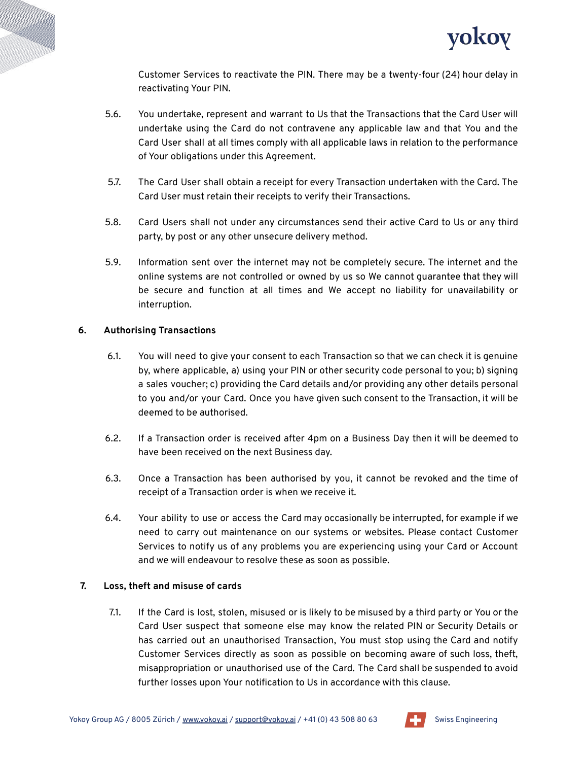Customer Services to reactivate the PIN. There may be a twenty-four (24) hour delay in reactivating Your PIN.

5.6. You undertake, represent and warrant to Us that the Transactions that the Card User will undertake using the Card do not contravene any applicable law and that You and the Card User shall at all times comply with all applicable laws in relation to the performance of Your obligations under this Agreement.

5.7. The Card User shall obtain a receipt for every Transaction undertaken with the Card. The Card User must retain their receipts to verify their Transactions.

5.8. Card Users shall not under any circumstances send their active Card to Us or any third party, by post or any other unsecure delivery method.

5.9. Information sent over the internet may not be completely secure. The internet and the online systems are not controlled or owned by us so We cannot guarantee that they will be secure and function at all times and We accept no liability for unavailability or interruption.

**6. Authorising Transactions**

6.1. You will need to give your consent to each Transaction so that we can check it is genuine by, where applicable, a) using your PIN or other security code personal to you; b) signing a sales voucher; c) providing the Card details and/or providing any other details personal to you and/or your Card. Once you have given such consent to the Transaction, it will be deemed to be authorised.

6.2. If a Transaction order is received after 4pm on a Business Day then it will be deemed to have been received on the next Business day.

6.3. Once a Transaction has been authorised by you, it cannot be revoked and the time of receipt of a Transaction order is when we receive it.

6.4. Your ability to use or access the Card may occasionally be interrupted, for example if we need to carry out maintenance on our systems or websites. Please contact Customer Services to notify us of any problems you are experiencing using your Card or Account and we will endeavour to resolve these as soon as possible.

**7. Loss, theft and misuse of cards**

7.1. If the Card is lost, stolen, misused or is likely to be misused by a third party or You or the Card User suspect that someone else may know the related PIN or Security Details or has carried out an unauthorised Transaction, You must stop using the Card and notify Customer Services directly as soon as possible on becoming aware of such loss, theft, misappropriation or unauthorised use of the Card. The Card shall be suspended to avoid further losses upon Your notification to Us in accordance with this clause.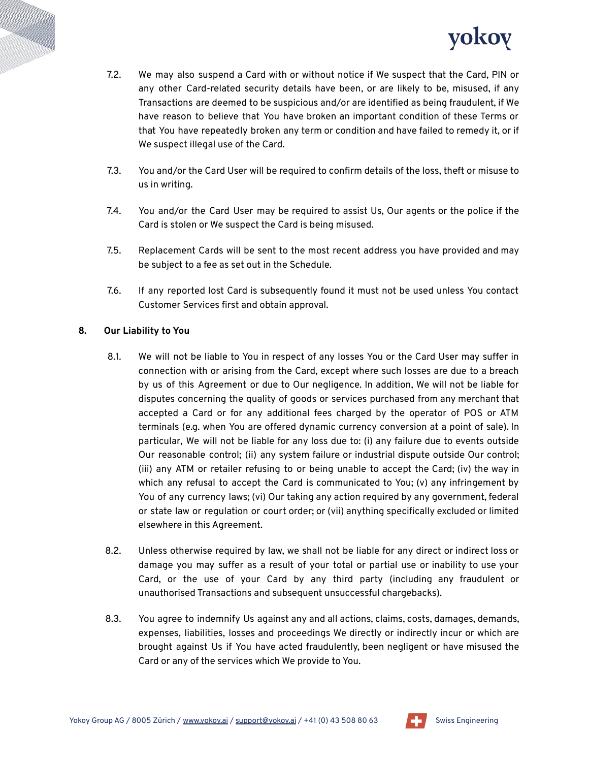7.2. We may also suspend a Card with or without notice if We suspect that the Card, PIN or any other Card-related security details have been, or are likely to be, misused, if any Transactions are deemed to be suspicious and/or are identified as being fraudulent, if We have reason to believe that You have broken an important condition of these Terms or that You have repeatedly broken any term or condition and have failed to remedy it, or if We suspect illegal use of the Card.

7.3. You and/or the Card User will be required to confirm details of the loss, theft or misuse to us in writing.

7.4. You and/or the Card User may be required to assist Us, Our agents or the police if the Card is stolen or We suspect the Card is being misused.

7.5. Replacement Cards will be sent to the most recent address you have provided and may be subject to a fee as set out in the Schedule.

7.6. If any reported lost Card is subsequently found it must not be used unless You contact Customer Services first and obtain approval.

## 8. Our Liability to You

8.1. We will not be liable to You in respect of any losses You or the Card User may suffer in connection with or arising from the Card, except where such losses are due to a breach by us of this Agreement or due to Our negligence. In addition, We will not be liable for disputes concerning the quality of goods or services purchased from any merchant that accepted a Card or for any additional fees charged by the operator of POS or ATM terminals (e.g. when You are offered dynamic currency conversion at a point of sale). In particular, We will not be liable for any loss due to: (i) any failure due to events outside Our reasonable control; (ii) any system failure or industrial dispute outside Our control; (iii) any ATM or retailer refusing to or being unable to accept the Card; (iv) the way in which any refusal to accept the Card is communicated to You; (v) any infringement by You of any currency laws; (vi) Our taking any action required by any government, federal or state law or regulation or court order; or (vii) anything specifically excluded or limited elsewhere in this Agreement.

8.2. Unless otherwise required by law, we shall not be liable for any direct or indirect loss or damage you may suffer as a result of your total or partial use or inability to use your Card, or the use of your Card by any third party (including any fraudulent or unauthorised Transactions and subsequent unsuccessful chargebacks).

8.3. You agree to indemnify Us against any and all actions, claims, costs, damages, demands, expenses, liabilities, losses and proceedings We directly or indirectly incur or which are brought against Us if You have acted fraudulently, been negligent or have misused the Card or any of the services which We provide to You.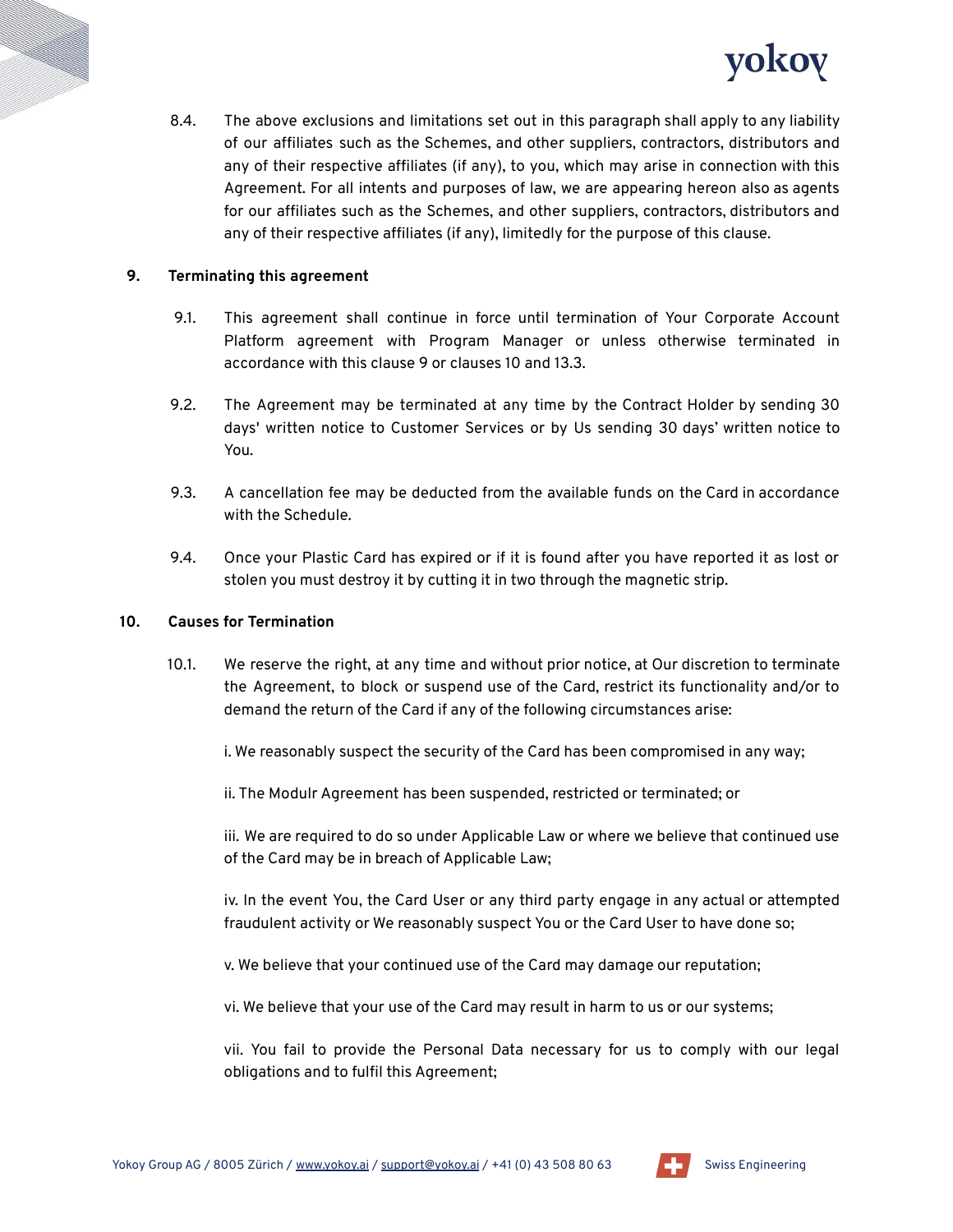8.4. The above exclusions and limitations set out in this paragraph shall apply to any liability of our affiliates such as the Schemes, and other suppliers, contractors, distributors and any of their respective affiliates (if any), to you, which may arise in connection with this Agreement. For all intents and purposes of law, we are appearing hereon also as agents for our affiliates such as the Schemes, and other suppliers, contractors, distributors and any of their respective affiliates (if any), limitedly for the purpose of this clause.

## 9. Terminating this agreement

9.1. This agreement shall continue in force until termination of Your Corporate Account Platform agreement with Program Manager or unless otherwise terminated in accordance with this clause 9 or clauses 10 and 13.3.

9.2. The Agreement may be terminated at any time by the Contract Holder by sending 30 days' written notice to Customer Services or by Us sending 30 days' written notice to You.

9.3. A cancellation fee may be deducted from the available funds on the Card in accordance with the Schedule.

9.4. Once your Plastic Card has expired or if it is found after you have reported it as lost or stolen you must destroy it by cutting it in two through the magnetic strip.

## 10. Causes for Termination

10.1. We reserve the right, at any time and without prior notice, at Our discretion to terminate the Agreement, to block or suspend use of the Card, restrict its functionality and/or to demand the return of the Card if any of the following circumstances arise:

i. We reasonably suspect the security of the Card has been compromised in any way;

ii. The Modulr Agreement has been suspended, restricted or terminated; or

iii. We are required to do so under Applicable Law or where we believe that continued use of the Card may be in breach of Applicable Law;

iv. In the event You, the Card User or any third party engage in any actual or attempted fraudulent activity or We reasonably suspect You or the Card User to have done so;

v. We believe that your continued use of the Card may damage our reputation;

vi. We believe that your use of the Card may result in harm to us or our systems;

vii. You fail to provide the Personal Data necessary for us to comply with our legal obligations and to fulfil this Agreement;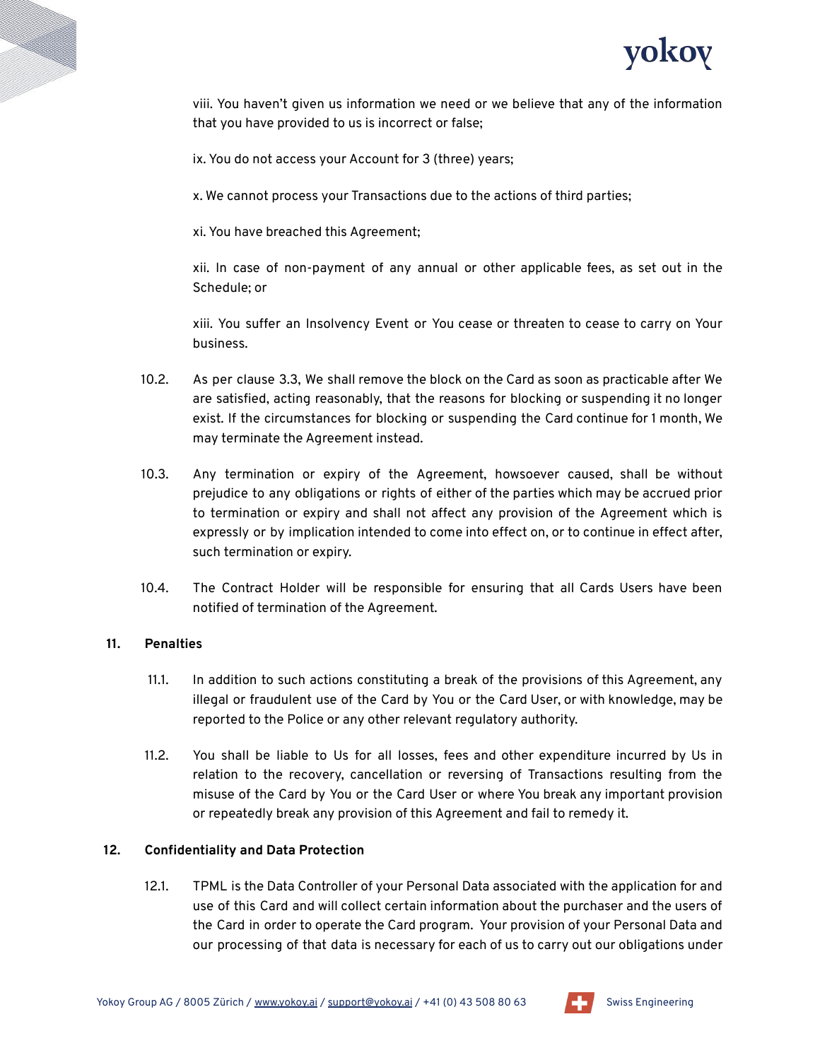viii. You haven't given us information we need or we believe that any of the information that you have provided to us is incorrect or false;

ix. You do not access your Account for 3 (three) years;

x. We cannot process your Transactions due to the actions of third parties;

xi. You have breached this Agreement;

xii. In case of non-payment of any annual or other applicable fees, as set out in the Schedule; or

xiii. You suffer an Insolvency Event or You cease or threaten to cease to carry on Your business.

10.2. As per clause 3.3, We shall remove the block on the Card as soon as practicable after We are satisfied, acting reasonably, that the reasons for blocking or suspending it no longer exist. If the circumstances for blocking or suspending the Card continue for 1 month, We may terminate the Agreement instead.

10.3. Any termination or expiry of the Agreement, howsoever caused, shall be without prejudice to any obligations or rights of either of the parties which may be accrued prior to termination or expiry and shall not affect any provision of the Agreement which is expressly or by implication intended to come into effect on, or to continue in effect after, such termination or expiry.

10.4. The Contract Holder will be responsible for ensuring that all Cards Users have been notified of termination of the Agreement.

**11. Penalties**

11.1. In addition to such actions constituting a break of the provisions of this Agreement, any illegal or fraudulent use of the Card by You or the Card User, or with knowledge, may be reported to the Police or any other relevant regulatory authority.

11.2. You shall be liable to Us for all losses, fees and other expenditure incurred by Us in relation to the recovery, cancellation or reversing of Transactions resulting from the misuse of the Card by You or the Card User or where You break any important provision or repeatedly break any provision of this Agreement and fail to remedy it.

**12. Confidentiality and Data Protection**

12.1. TPML is the Data Controller of your Personal Data associated with the application for and use of this Card and will collect certain information about the purchaser and the users of the Card in order to operate the Card program. Your provision of your Personal Data and our processing of that data is necessary for each of us to carry out our obligations under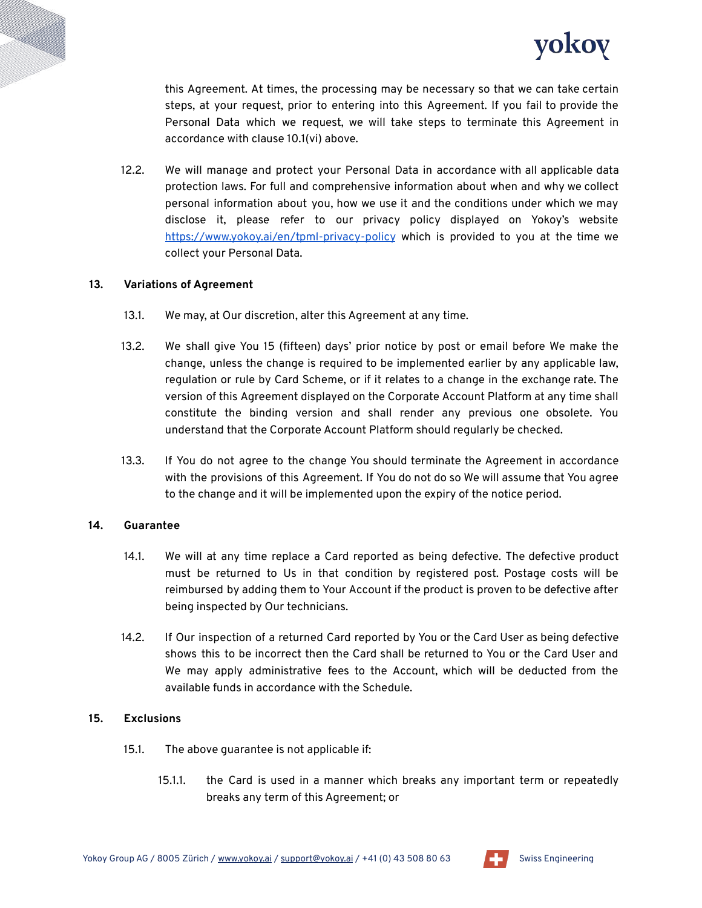this Agreement. At times, the processing may be necessary so that we can take certain steps, at your request, prior to entering into this Agreement. If you fail to provide the Personal Data which we request, we will take steps to terminate this Agreement in accordance with clause 10.1(vi) above.

12.2. We will manage and protect your Personal Data in accordance with all applicable data protection laws. For full and comprehensive information about when and why we collect personal information about you, how we use it and the conditions under which we may disclose it, please refer to our privacy policy displayed on Yokoy's website [https://www.yokoy.ai/en/tpml-privacy-policy](https://www.yokoy.ai/en/tpml-privacy-policy) which is provided to you at the time we collect your Personal Data.

## 13. Variations of Agreement

13.1. We may, at Our discretion, alter this Agreement at any time.

13.2. We shall give You 15 (fifteen) days' prior notice by post or email before We make the change, unless the change is required to be implemented earlier by any applicable law, regulation or rule by Card Scheme, or if it relates to a change in the exchange rate. The version of this Agreement displayed on the Corporate Account Platform at any time shall constitute the binding version and shall render any previous one obsolete. You understand that the Corporate Account Platform should regularly be checked.

13.3. If You do not agree to the change You should terminate the Agreement in accordance with the provisions of this Agreement. If You do not do so We will assume that You agree to the change and it will be implemented upon the expiry of the notice period.

## 14. Guarantee

14.1. We will at any time replace a Card reported as being defective. The defective product must be returned to Us in that condition by registered post. Postage costs will be reimbursed by adding them to Your Account if the product is proven to be defective after being inspected by Our technicians.

14.2. If Our inspection of a returned Card reported by You or the Card User as being defective shows this to be incorrect then the Card shall be returned to You or the Card User and We may apply administrative fees to the Account, which will be deducted from the available funds in accordance with the Schedule.

## 15. Exclusions

15.1. The above guarantee is not applicable if:

15.1.1. the Card is used in a manner which breaks any important term or repeatedly breaks any term of this Agreement; or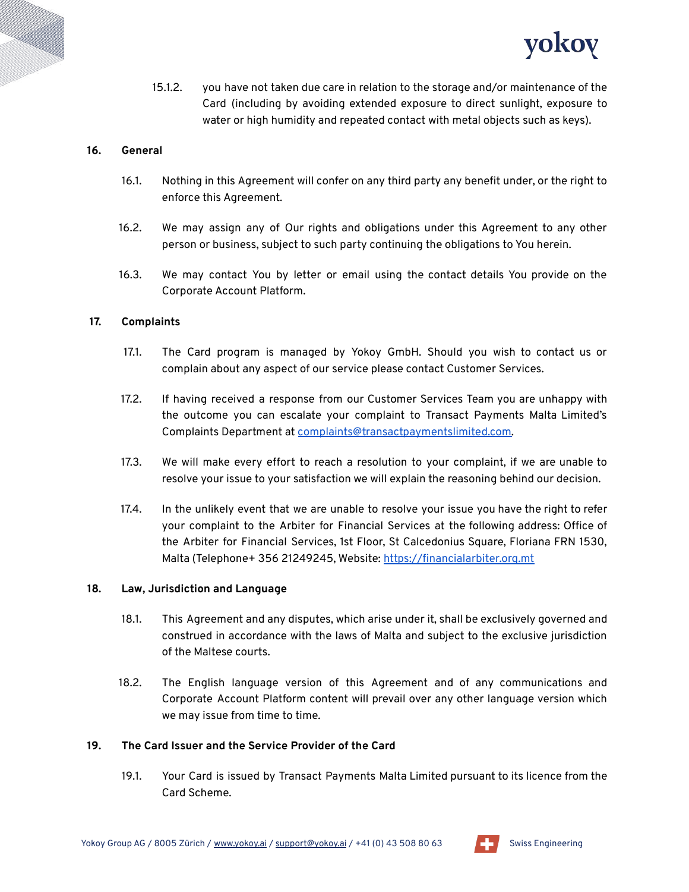15.1.2. you have not taken due care in relation to the storage and/or maintenance of the Card (including by avoiding extended exposure to direct sunlight, exposure to water or high humidity and repeated contact with metal objects such as keys).

## 16. General

16.1. Nothing in this Agreement will confer on any third party any benefit under, or the right to enforce this Agreement.

16.2. We may assign any of Our rights and obligations under this Agreement to any other person or business, subject to such party continuing the obligations to You herein.

16.3. We may contact You by letter or email using the contact details You provide on the Corporate Account Platform.

## 17. Complaints

17.1. The Card program is managed by Yokoy GmbH. Should you wish to contact us or complain about any aspect of our service please contact Customer Services.

17.2. If having received a response from our Customer Services Team you are unhappy with the outcome you can escalate your complaint to Transact Payments Malta Limited's Complaints Department at [complaints@transactpaymentslimited.com](mailto:complaints@transactpaymentslimited.com).

17.3. We will make every effort to reach a resolution to your complaint, if we are unable to resolve your issue to your satisfaction we will explain the reasoning behind our decision.

17.4. In the unlikely event that we are unable to resolve your issue you have the right to refer your complaint to the Arbiter for Financial Services at the following address: Office of the Arbiter for Financial Services, 1st Floor, St Calcedonius Square, Floriana FRN 1530, Malta (Telephone+ 356 21249245, Website: [https://financialarbiter.org.mt](https://financialarbiter.org.mt)

## 18. Law, Jurisdiction and Language

18.1. This Agreement and any disputes, which arise under it, shall be exclusively governed and construed in accordance with the laws of Malta and subject to the exclusive jurisdiction of the Maltese courts.

18.2. The English language version of this Agreement and of any communications and Corporate Account Platform content will prevail over any other language version which we may issue from time to time.

## 19. The Card Issuer and the Service Provider of the Card

19.1. Your Card is issued by Transact Payments Malta Limited pursuant to its licence from the Card Scheme.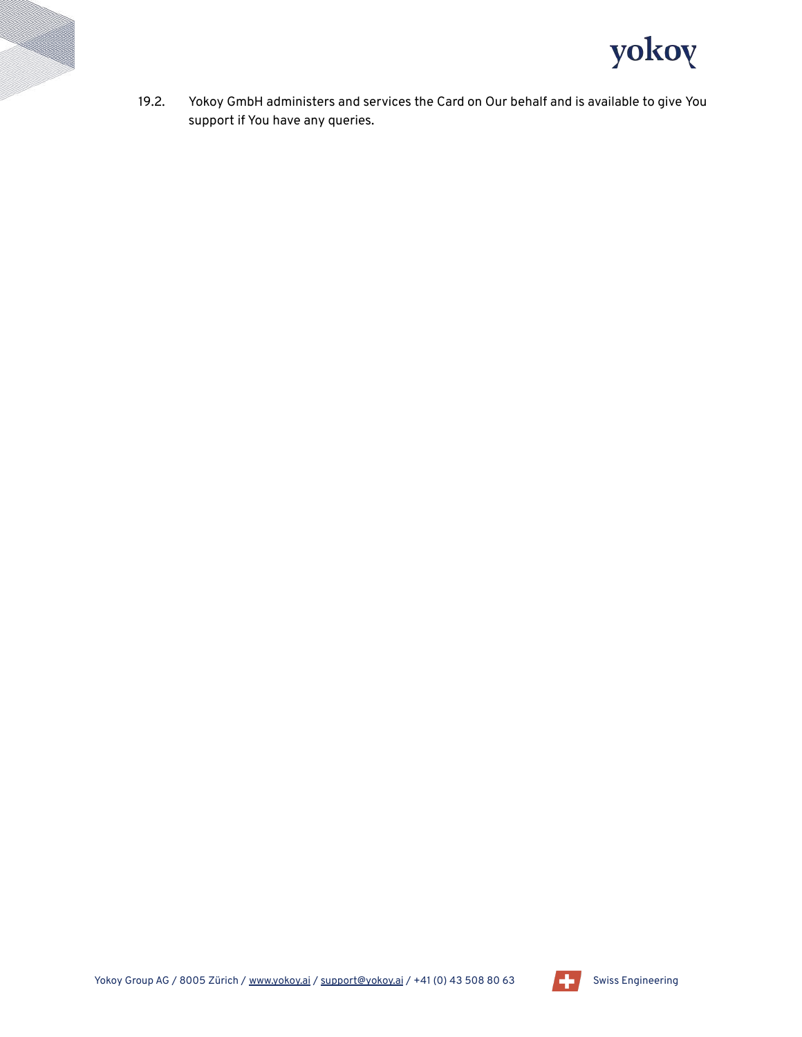19.2. Yokoy GmbH administers and services the Card on Our behalf and is available to give You support if You have any queries.